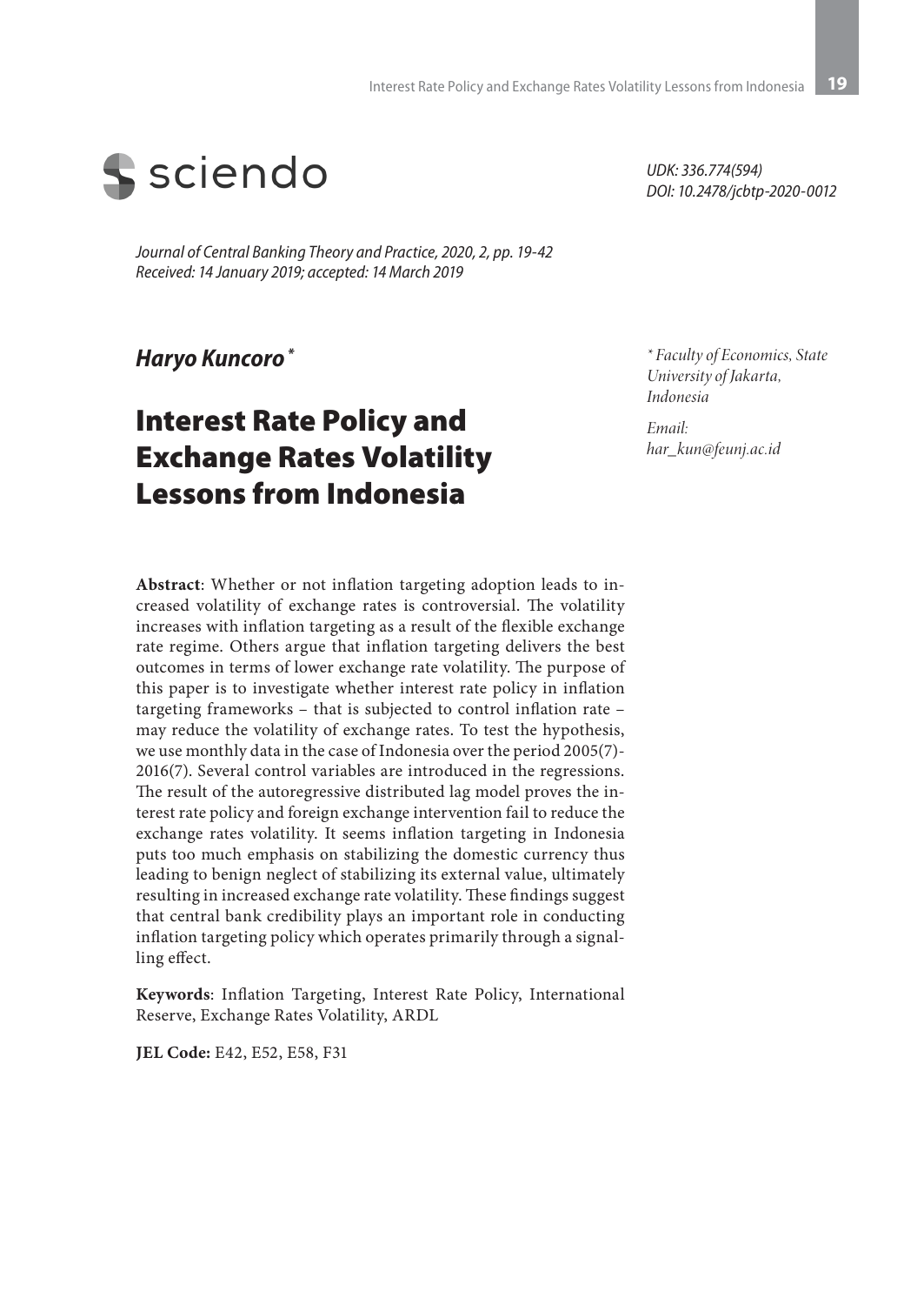sciendo

*UDK: 336.774(594)*
*DOI: 10.2478/jcbtp-2020-0012*

*Journal of Central Banking Theory and Practice, 2020, 2, pp. 19-42*
*Received: 14 January 2019; accepted: 14 March 2019*

***Haryo Kuncoro*** [*]

# Interest Rate Policy and Exchange Rates Volatility Lessons from Indonesia

[*] *Faculty of Economics, State University of Jakarta, Indonesia*

*Email: har_kun@feunj.ac.id*

**Abstract**: Whether or not inflation targeting adoption leads to increased volatility of exchange rates is controversial. The volatility increases with inflation targeting as a result of the flexible exchange rate regime. Others argue that inflation targeting delivers the best outcomes in terms of lower exchange rate volatility. The purpose of this paper is to investigate whether interest rate policy in inflation targeting frameworks – that is subjected to control inflation rate – may reduce the volatility of exchange rates. To test the hypothesis, we use monthly data in the case of Indonesia over the period 2005(7)-2016(7). Several control variables are introduced in the regressions. The result of the autoregressive distributed lag model proves the interest rate policy and foreign exchange intervention fail to reduce the exchange rates volatility. It seems inflation targeting in Indonesia puts too much emphasis on stabilizing the domestic currency thus leading to benign neglect of stabilizing its external value, ultimately resulting in increased exchange rate volatility. These findings suggest that central bank credibility plays an important role in conducting inflation targeting policy which operates primarily through a signalling effect.

**Keywords**: Inflation Targeting, Interest Rate Policy, International Reserve, Exchange Rates Volatility, ARDL

**JEL Code:** E42, E52, E58, F31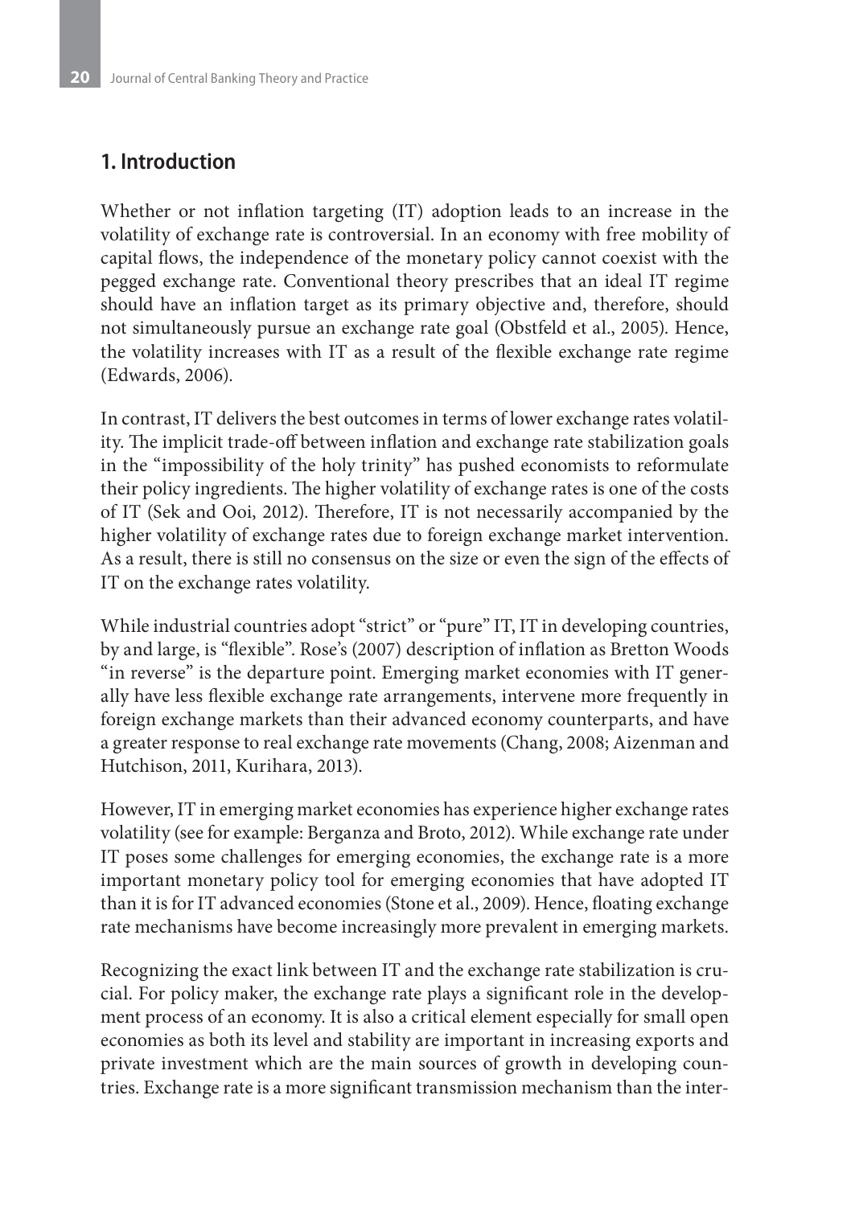## 1. Introduction

Whether or not inflation targeting (IT) adoption leads to an increase in the volatility of exchange rate is controversial. In an economy with free mobility of capital flows, the independence of the monetary policy cannot coexist with the pegged exchange rate. Conventional theory prescribes that an ideal IT regime should have an inflation target as its primary objective and, therefore, should not simultaneously pursue an exchange rate goal (Obstfeld et al., 2005). Hence, the volatility increases with IT as a result of the flexible exchange rate regime (Edwards, 2006).

In contrast, IT delivers the best outcomes in terms of lower exchange rates volatility. The implicit trade-off between inflation and exchange rate stabilization goals in the "impossibility of the holy trinity" has pushed economists to reformulate their policy ingredients. The higher volatility of exchange rates is one of the costs of IT (Sek and Ooi, 2012). Therefore, IT is not necessarily accompanied by the higher volatility of exchange rates due to foreign exchange market intervention. As a result, there is still no consensus on the size or even the sign of the effects of IT on the exchange rates volatility.

While industrial countries adopt "strict" or "pure" IT, IT in developing countries, by and large, is "flexible". Rose's (2007) description of inflation as Bretton Woods "in reverse" is the departure point. Emerging market economies with IT generally have less flexible exchange rate arrangements, intervene more frequently in foreign exchange markets than their advanced economy counterparts, and have a greater response to real exchange rate movements (Chang, 2008; Aizenman and Hutchison, 2011, Kurihara, 2013).

However, IT in emerging market economies has experience higher exchange rates volatility (see for example: Berganza and Broto, 2012). While exchange rate under IT poses some challenges for emerging economies, the exchange rate is a more important monetary policy tool for emerging economies that have adopted IT than it is for IT advanced economies (Stone et al., 2009). Hence, floating exchange rate mechanisms have become increasingly more prevalent in emerging markets.

Recognizing the exact link between IT and the exchange rate stabilization is crucial. For policy maker, the exchange rate plays a significant role in the development process of an economy. It is also a critical element especially for small open economies as both its level and stability are important in increasing exports and private investment which are the main sources of growth in developing countries. Exchange rate is a more significant transmission mechanism than the inter-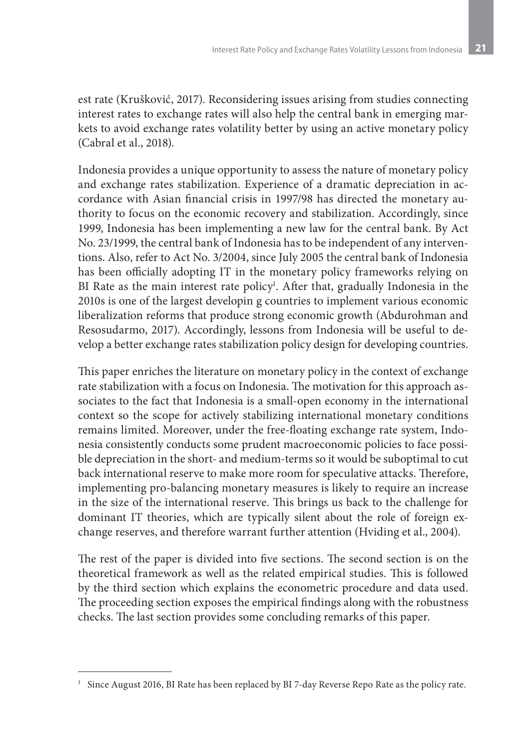est rate (Krušković, 2017). Reconsidering issues arising from studies connecting interest rates to exchange rates will also help the central bank in emerging markets to avoid exchange rates volatility better by using an active monetary policy (Cabral et al., 2018).

Indonesia provides a unique opportunity to assess the nature of monetary policy and exchange rates stabilization. Experience of a dramatic depreciation in accordance with Asian financial crisis in 1997/98 has directed the monetary authority to focus on the economic recovery and stabilization. Accordingly, since 1999, Indonesia has been implementing a new law for the central bank. By Act No. 23/1999, the central bank of Indonesia has to be independent of any interventions. Also, refer to Act No. 3/2004, since July 2005 the central bank of Indonesia has been officially adopting IT in the monetary policy frameworks relying on BI Rate as the main interest rate policy[1]. After that, gradually Indonesia in the 2010s is one of the largest developin g countries to implement various economic liberalization reforms that produce strong economic growth (Abdurohman and Resosudarmo, 2017). Accordingly, lessons from Indonesia will be useful to develop a better exchange rates stabilization policy design for developing countries.

This paper enriches the literature on monetary policy in the context of exchange rate stabilization with a focus on Indonesia. The motivation for this approach associates to the fact that Indonesia is a small-open economy in the international context so the scope for actively stabilizing international monetary conditions remains limited. Moreover, under the free-floating exchange rate system, Indonesia consistently conducts some prudent macroeconomic policies to face possible depreciation in the short- and medium-terms so it would be suboptimal to cut back international reserve to make more room for speculative attacks. Therefore, implementing pro-balancing monetary measures is likely to require an increase in the size of the international reserve. This brings us back to the challenge for dominant IT theories, which are typically silent about the role of foreign exchange reserves, and therefore warrant further attention (Hviding et al., 2004).

The rest of the paper is divided into five sections. The second section is on the theoretical framework as well as the related empirical studies. This is followed by the third section which explains the econometric procedure and data used. The proceeding section exposes the empirical findings along with the robustness checks. The last section provides some concluding remarks of this paper.

---

[1] Since August 2016, BI Rate has been replaced by BI 7-day Reverse Repo Rate as the policy rate.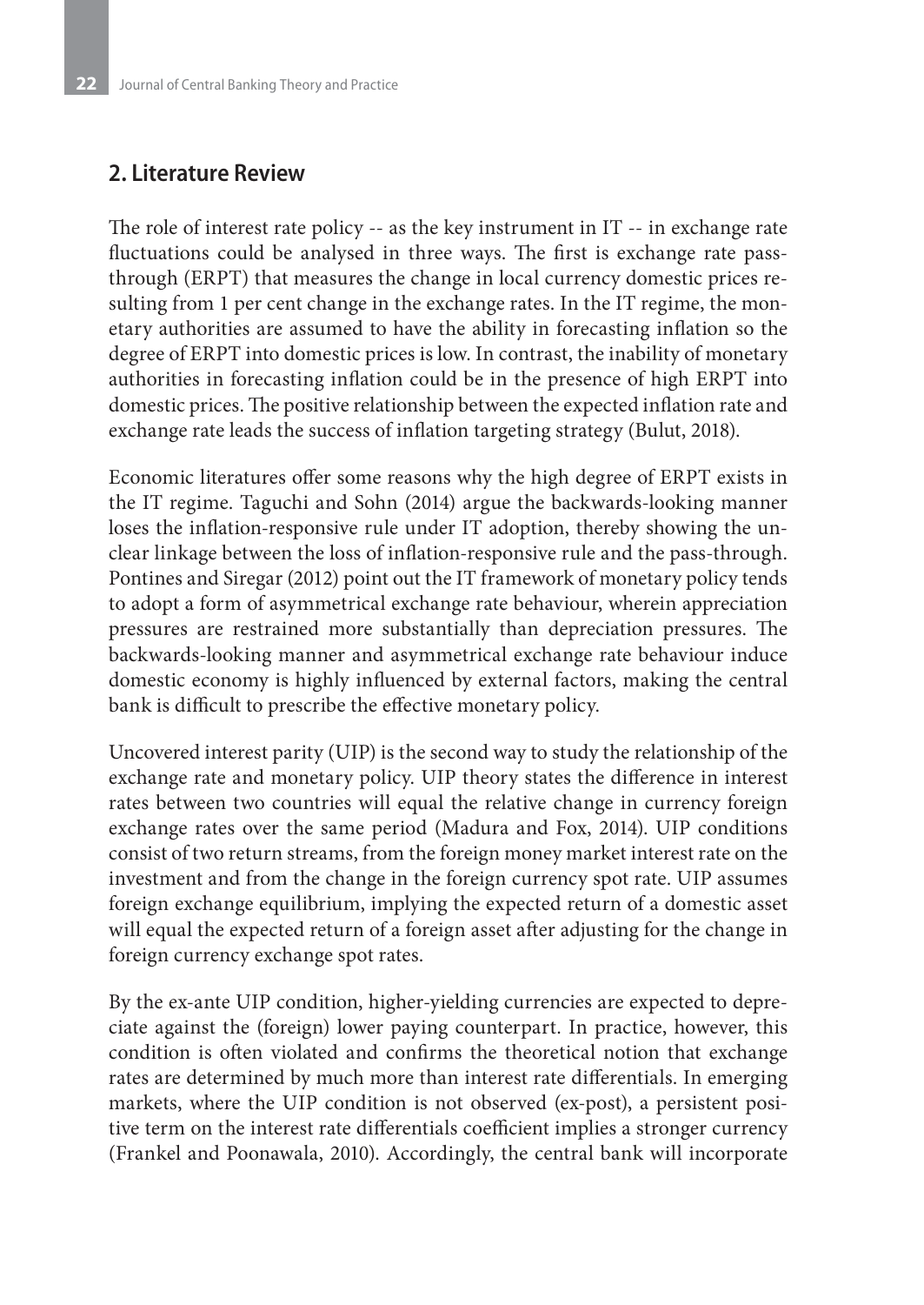## 2. Literature Review

The role of interest rate policy -- as the key instrument in IT -- in exchange rate fluctuations could be analysed in three ways. The first is exchange rate pass-through (ERPT) that measures the change in local currency domestic prices resulting from 1 per cent change in the exchange rates. In the IT regime, the monetary authorities are assumed to have the ability in forecasting inflation so the degree of ERPT into domestic prices is low. In contrast, the inability of monetary authorities in forecasting inflation could be in the presence of high ERPT into domestic prices. The positive relationship between the expected inflation rate and exchange rate leads the success of inflation targeting strategy (Bulut, 2018).

Economic literatures offer some reasons why the high degree of ERPT exists in the IT regime. Taguchi and Sohn (2014) argue the backwards-looking manner loses the inflation-responsive rule under IT adoption, thereby showing the unclear linkage between the loss of inflation-responsive rule and the pass-through. Pontines and Siregar (2012) point out the IT framework of monetary policy tends to adopt a form of asymmetrical exchange rate behaviour, wherein appreciation pressures are restrained more substantially than depreciation pressures. The backwards-looking manner and asymmetrical exchange rate behaviour induce domestic economy is highly influenced by external factors, making the central bank is difficult to prescribe the effective monetary policy.

Uncovered interest parity (UIP) is the second way to study the relationship of the exchange rate and monetary policy. UIP theory states the difference in interest rates between two countries will equal the relative change in currency foreign exchange rates over the same period (Madura and Fox, 2014). UIP conditions consist of two return streams, from the foreign money market interest rate on the investment and from the change in the foreign currency spot rate. UIP assumes foreign exchange equilibrium, implying the expected return of a domestic asset will equal the expected return of a foreign asset after adjusting for the change in foreign currency exchange spot rates.

By the ex-ante UIP condition, higher-yielding currencies are expected to depreciate against the (foreign) lower paying counterpart. In practice, however, this condition is often violated and confirms the theoretical notion that exchange rates are determined by much more than interest rate differentials. In emerging markets, where the UIP condition is not observed (ex-post), a persistent positive term on the interest rate differentials coefficient implies a stronger currency (Frankel and Poonawala, 2010). Accordingly, the central bank will incorporate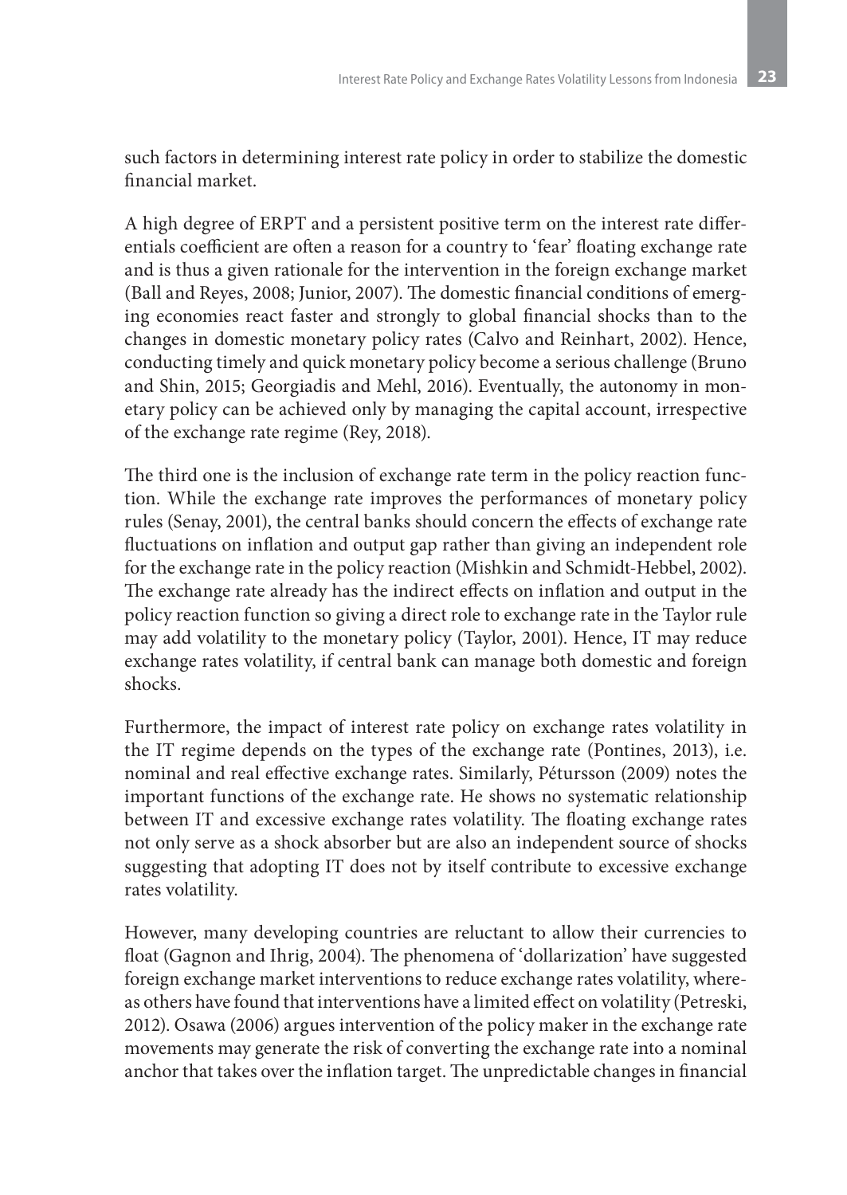such factors in determining interest rate policy in order to stabilize the domestic financial market.

A high degree of ERPT and a persistent positive term on the interest rate differentials coefficient are often a reason for a country to 'fear' floating exchange rate and is thus a given rationale for the intervention in the foreign exchange market (Ball and Reyes, 2008; Junior, 2007). The domestic financial conditions of emerging economies react faster and strongly to global financial shocks than to the changes in domestic monetary policy rates (Calvo and Reinhart, 2002). Hence, conducting timely and quick monetary policy become a serious challenge (Bruno and Shin, 2015; Georgiadis and Mehl, 2016). Eventually, the autonomy in monetary policy can be achieved only by managing the capital account, irrespective of the exchange rate regime (Rey, 2018).

The third one is the inclusion of exchange rate term in the policy reaction function. While the exchange rate improves the performances of monetary policy rules (Senay, 2001), the central banks should concern the effects of exchange rate fluctuations on inflation and output gap rather than giving an independent role for the exchange rate in the policy reaction (Mishkin and Schmidt-Hebbel, 2002). The exchange rate already has the indirect effects on inflation and output in the policy reaction function so giving a direct role to exchange rate in the Taylor rule may add volatility to the monetary policy (Taylor, 2001). Hence, IT may reduce exchange rates volatility, if central bank can manage both domestic and foreign shocks.

Furthermore, the impact of interest rate policy on exchange rates volatility in the IT regime depends on the types of the exchange rate (Pontines, 2013), i.e. nominal and real effective exchange rates. Similarly, Pétursson (2009) notes the important functions of the exchange rate. He shows no systematic relationship between IT and excessive exchange rates volatility. The floating exchange rates not only serve as a shock absorber but are also an independent source of shocks suggesting that adopting IT does not by itself contribute to excessive exchange rates volatility.

However, many developing countries are reluctant to allow their currencies to float (Gagnon and Ihrig, 2004). The phenomena of 'dollarization' have suggested foreign exchange market interventions to reduce exchange rates volatility, whereas others have found that interventions have a limited effect on volatility (Petreski, 2012). Osawa (2006) argues intervention of the policy maker in the exchange rate movements may generate the risk of converting the exchange rate into a nominal anchor that takes over the inflation target. The unpredictable changes in financial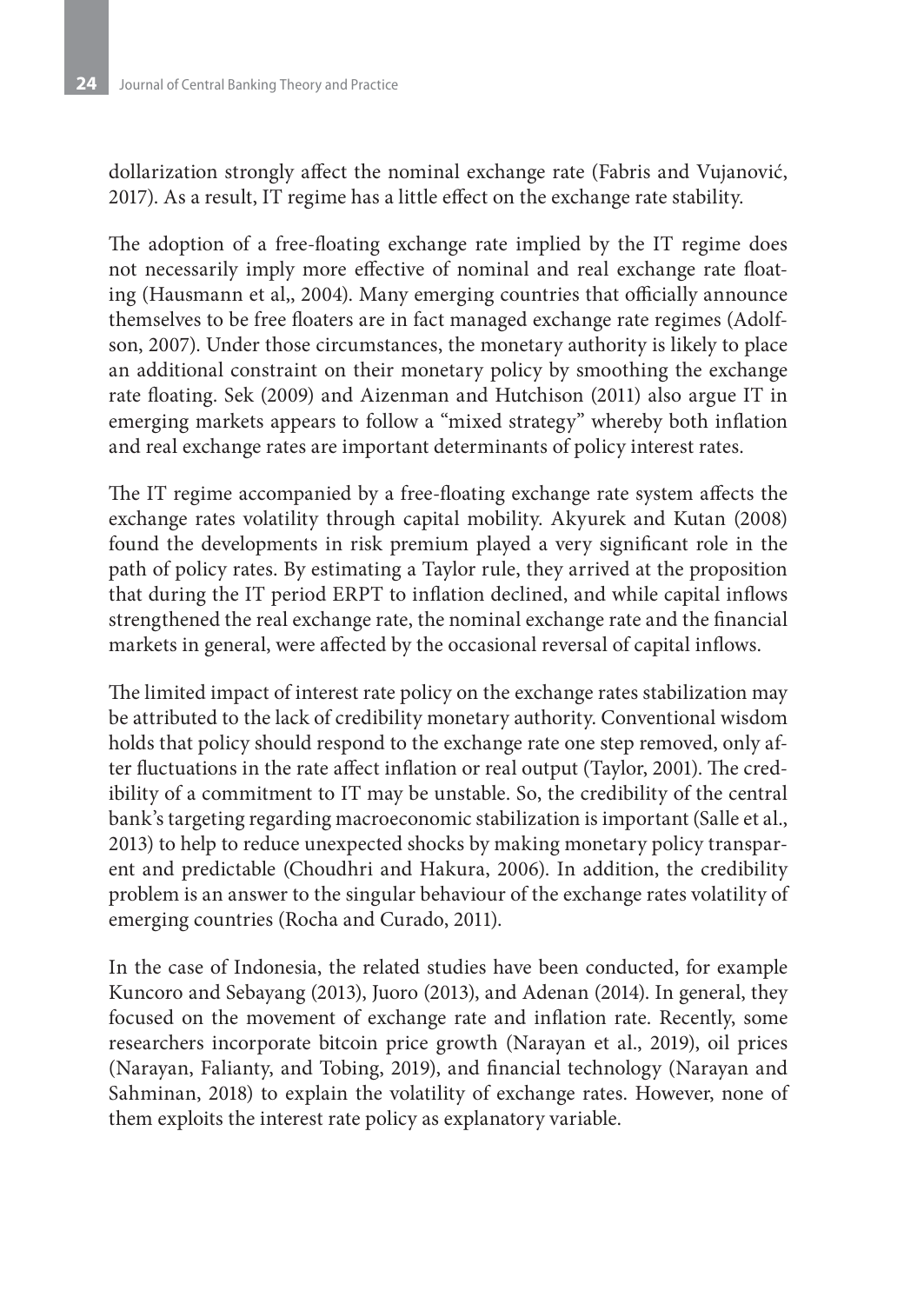dollarization strongly affect the nominal exchange rate (Fabris and Vujanović, 2017). As a result, IT regime has a little effect on the exchange rate stability.

The adoption of a free-floating exchange rate implied by the IT regime does not necessarily imply more effective of nominal and real exchange rate floating (Hausmann et al,, 2004). Many emerging countries that officially announce themselves to be free floaters are in fact managed exchange rate regimes (Adolfson, 2007). Under those circumstances, the monetary authority is likely to place an additional constraint on their monetary policy by smoothing the exchange rate floating. Sek (2009) and Aizenman and Hutchison (2011) also argue IT in emerging markets appears to follow a "mixed strategy" whereby both inflation and real exchange rates are important determinants of policy interest rates.

The IT regime accompanied by a free-floating exchange rate system affects the exchange rates volatility through capital mobility. Akyurek and Kutan (2008) found the developments in risk premium played a very significant role in the path of policy rates. By estimating a Taylor rule, they arrived at the proposition that during the IT period ERPT to inflation declined, and while capital inflows strengthened the real exchange rate, the nominal exchange rate and the financial markets in general, were affected by the occasional reversal of capital inflows.

The limited impact of interest rate policy on the exchange rates stabilization may be attributed to the lack of credibility monetary authority. Conventional wisdom holds that policy should respond to the exchange rate one step removed, only after fluctuations in the rate affect inflation or real output (Taylor, 2001). The credibility of a commitment to IT may be unstable. So, the credibility of the central bank's targeting regarding macroeconomic stabilization is important (Salle et al., 2013) to help to reduce unexpected shocks by making monetary policy transparent and predictable (Choudhri and Hakura, 2006). In addition, the credibility problem is an answer to the singular behaviour of the exchange rates volatility of emerging countries (Rocha and Curado, 2011).

In the case of Indonesia, the related studies have been conducted, for example Kuncoro and Sebayang (2013), Juoro (2013), and Adenan (2014). In general, they focused on the movement of exchange rate and inflation rate. Recently, some researchers incorporate bitcoin price growth (Narayan et al., 2019), oil prices (Narayan, Falianty, and Tobing, 2019), and financial technology (Narayan and Sahminan, 2018) to explain the volatility of exchange rates. However, none of them exploits the interest rate policy as explanatory variable.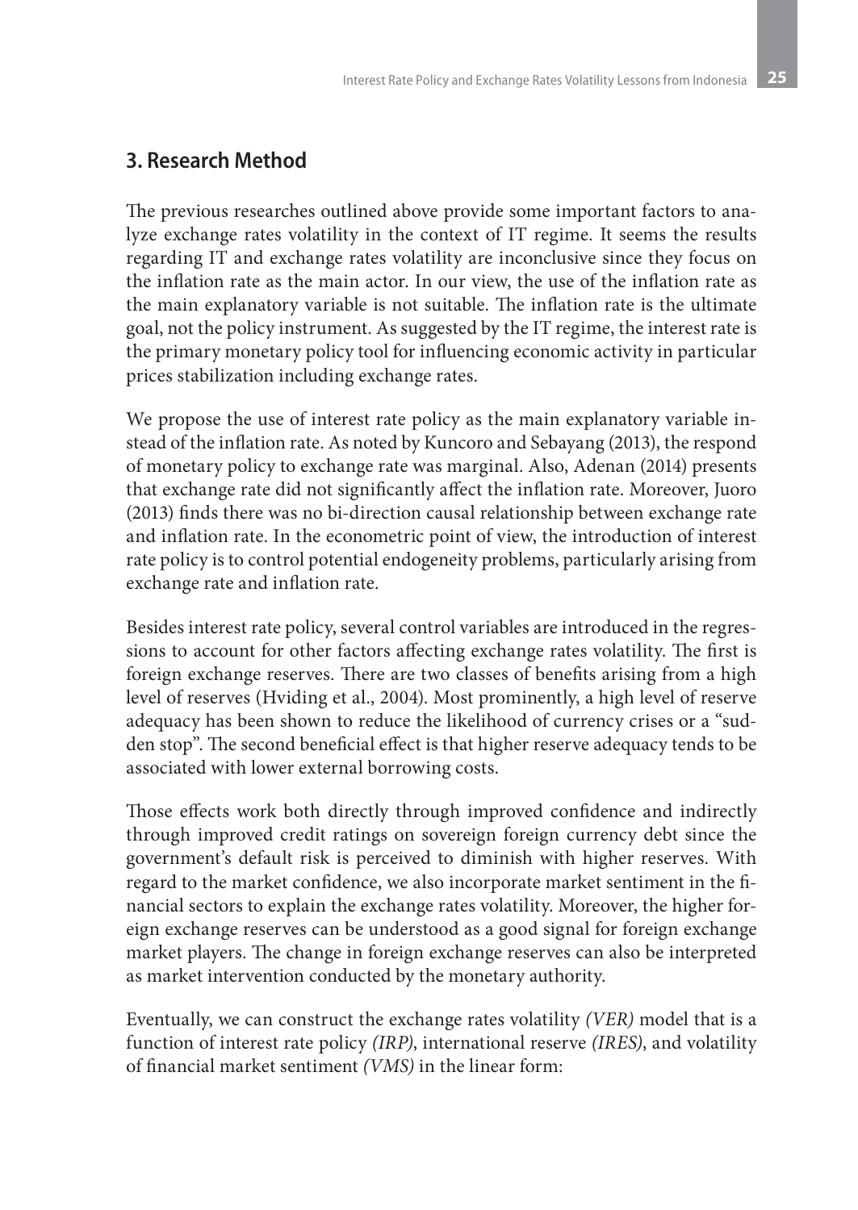## 3. Research Method

The previous researches outlined above provide some important factors to analyze exchange rates volatility in the context of IT regime. It seems the results regarding IT and exchange rates volatility are inconclusive since they focus on the inflation rate as the main actor. In our view, the use of the inflation rate as the main explanatory variable is not suitable. The inflation rate is the ultimate goal, not the policy instrument. As suggested by the IT regime, the interest rate is the primary monetary policy tool for influencing economic activity in particular prices stabilization including exchange rates.

We propose the use of interest rate policy as the main explanatory variable instead of the inflation rate. As noted by Kuncoro and Sebayang (2013), the respond of monetary policy to exchange rate was marginal. Also, Adenan (2014) presents that exchange rate did not significantly affect the inflation rate. Moreover, Juoro (2013) finds there was no bi-direction causal relationship between exchange rate and inflation rate. In the econometric point of view, the introduction of interest rate policy is to control potential endogeneity problems, particularly arising from exchange rate and inflation rate.

Besides interest rate policy, several control variables are introduced in the regressions to account for other factors affecting exchange rates volatility. The first is foreign exchange reserves. There are two classes of benefits arising from a high level of reserves (Hviding et al., 2004). Most prominently, a high level of reserve adequacy has been shown to reduce the likelihood of currency crises or a "sudden stop". The second beneficial effect is that higher reserve adequacy tends to be associated with lower external borrowing costs.

Those effects work both directly through improved confidence and indirectly through improved credit ratings on sovereign foreign currency debt since the government's default risk is perceived to diminish with higher reserves. With regard to the market confidence, we also incorporate market sentiment in the financial sectors to explain the exchange rates volatility. Moreover, the higher foreign exchange reserves can be understood as a good signal for foreign exchange market players. The change in foreign exchange reserves can also be interpreted as market intervention conducted by the monetary authority.

Eventually, we can construct the exchange rates volatility *(VER)* model that is a function of interest rate policy *(IRP)*, international reserve *(IRES)*, and volatility of financial market sentiment *(VMS)* in the linear form: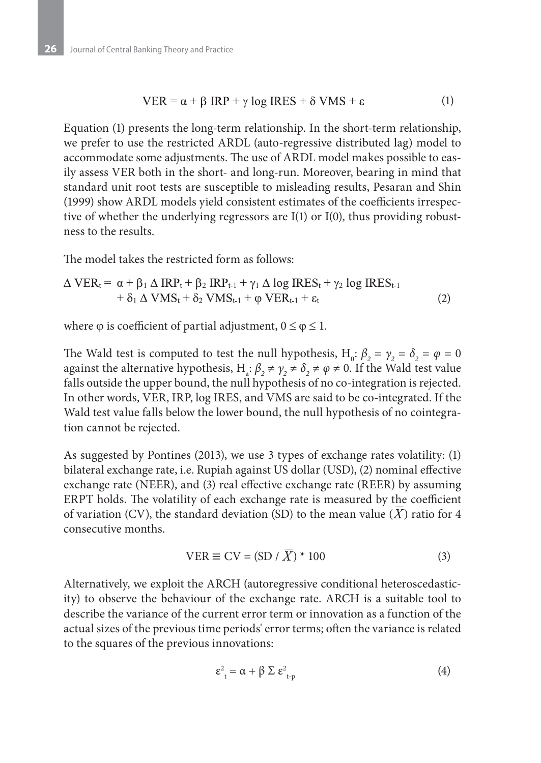$$\text{VER} = \alpha + \beta\ \text{IRP} + \gamma\ \log\ \text{IRES} + \delta\ \text{VMS} + \varepsilon \tag{1}$$

Equation (1) presents the long-term relationship. In the short-term relationship, we prefer to use the restricted ARDL (auto-regressive distributed lag) model to accommodate some adjustments. The use of ARDL model makes possible to easily assess VER both in the short- and long-run. Moreover, bearing in mind that standard unit root tests are susceptible to misleading results, Pesaran and Shin (1999) show ARDL models yield consistent estimates of the coefficients irrespective of whether the underlying regressors are I(1) or I(0), thus providing robustness to the results.

The model takes the restricted form as follows:

$$\begin{aligned}\Delta\ \text{VER}_t = {} & \alpha + \beta_1\ \Delta\ \text{IRP}_t + \beta_2\ \text{IRP}_{t-1} + \gamma_1\ \Delta\ \log\ \text{IRES}_t + \gamma_2\ \log\ \text{IRES}_{t-1} \\ & + \delta_1\ \Delta\ \text{VMS}_t + \delta_2\ \text{VMS}_{t-1} + \varphi\ \text{VER}_{t-1} + \varepsilon_t\end{aligned} \tag{2}$$

where $\varphi$ is coefficient of partial adjustment, $0 \leq \varphi \leq 1$.

The Wald test is computed to test the null hypothesis, $H_0$: $\beta_2 = \gamma_2 = \delta_2 = \varphi = 0$ against the alternative hypothesis, $H_a$: $\beta_2 \neq \gamma_2 \neq \delta_2 \neq \varphi \neq 0$. If the Wald test value falls outside the upper bound, the null hypothesis of no co-integration is rejected. In other words, VER, IRP, log IRES, and VMS are said to be co-integrated. If the Wald test value falls below the lower bound, the null hypothesis of no cointegration cannot be rejected.

As suggested by Pontines (2013), we use 3 types of exchange rates volatility: (1) bilateral exchange rate, i.e. Rupiah against US dollar (USD), (2) nominal effective exchange rate (NEER), and (3) real effective exchange rate (REER) by assuming ERPT holds. The volatility of each exchange rate is measured by the coefficient of variation (CV), the standard deviation (SD) to the mean value ($\overline{X}$) ratio for 4 consecutive months.

$$\text{VER} \equiv \text{CV} = (\text{SD} / \overline{X}) * 100 \tag{3}$$

Alternatively, we exploit the ARCH (autoregressive conditional heteroscedasticity) to observe the behaviour of the exchange rate. ARCH is a suitable tool to describe the variance of the current error term or innovation as a function of the actual sizes of the previous time periods' error terms; often the variance is related to the squares of the previous innovations:

$$\varepsilon^2_t = \alpha + \beta\ \Sigma\ \varepsilon^2_{t-p} \tag{4}$$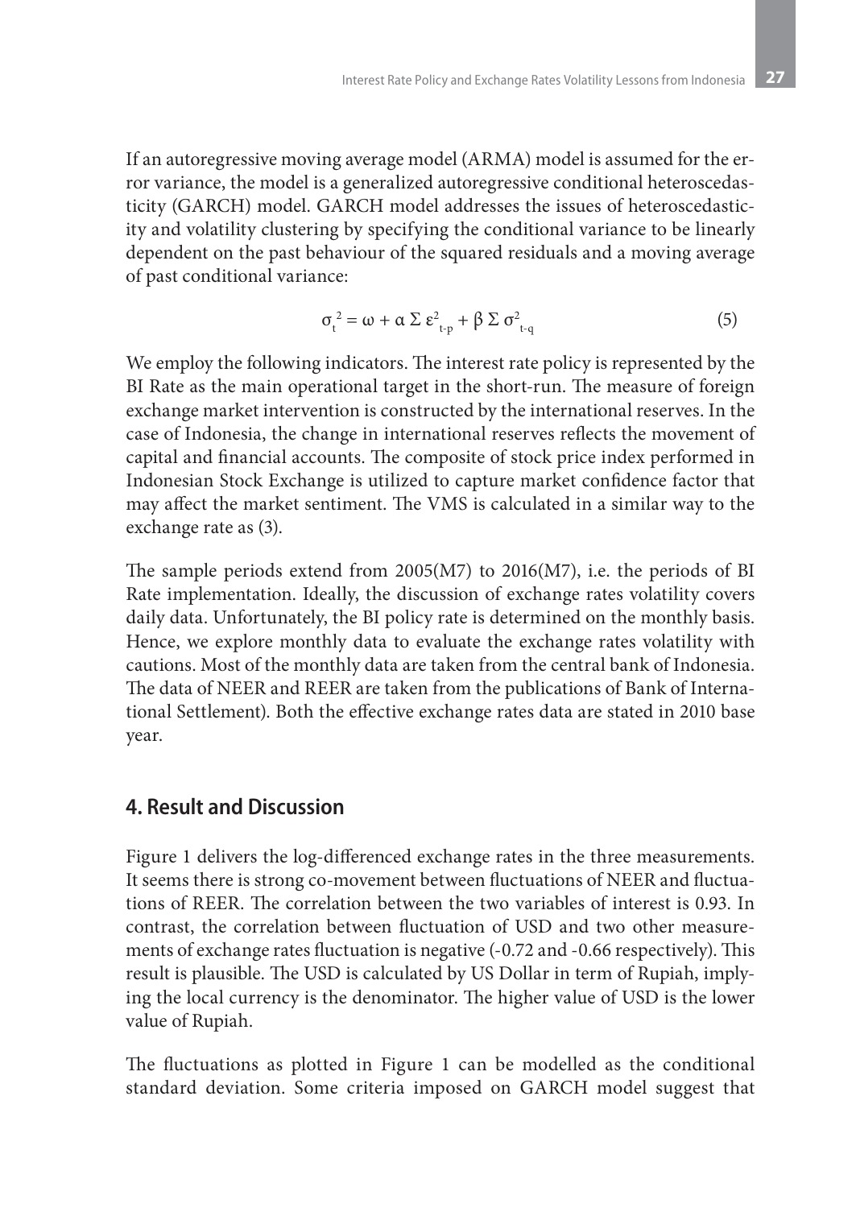If an autoregressive moving average model (ARMA) model is assumed for the error variance, the model is a generalized autoregressive conditional heteroscedasticity (GARCH) model. GARCH model addresses the issues of heteroscedasticity and volatility clustering by specifying the conditional variance to be linearly dependent on the past behaviour of the squared residuals and a moving average of past conditional variance:

$$\sigma_t^2 = \omega + \alpha \, \Sigma \, \varepsilon^2_{t-p} + \beta \, \Sigma \, \sigma^2_{t-q} \tag{5}$$

We employ the following indicators. The interest rate policy is represented by the BI Rate as the main operational target in the short-run. The measure of foreign exchange market intervention is constructed by the international reserves. In the case of Indonesia, the change in international reserves reflects the movement of capital and financial accounts. The composite of stock price index performed in Indonesian Stock Exchange is utilized to capture market confidence factor that may affect the market sentiment. The VMS is calculated in a similar way to the exchange rate as (3).

The sample periods extend from 2005(M7) to 2016(M7), i.e. the periods of BI Rate implementation. Ideally, the discussion of exchange rates volatility covers daily data. Unfortunately, the BI policy rate is determined on the monthly basis. Hence, we explore monthly data to evaluate the exchange rates volatility with cautions. Most of the monthly data are taken from the central bank of Indonesia. The data of NEER and REER are taken from the publications of Bank of International Settlement). Both the effective exchange rates data are stated in 2010 base year.

## 4. Result and Discussion

Figure 1 delivers the log-differenced exchange rates in the three measurements. It seems there is strong co-movement between fluctuations of NEER and fluctuations of REER. The correlation between the two variables of interest is 0.93. In contrast, the correlation between fluctuation of USD and two other measurements of exchange rates fluctuation is negative (-0.72 and -0.66 respectively). This result is plausible. The USD is calculated by US Dollar in term of Rupiah, implying the local currency is the denominator. The higher value of USD is the lower value of Rupiah.

The fluctuations as plotted in Figure 1 can be modelled as the conditional standard deviation. Some criteria imposed on GARCH model suggest that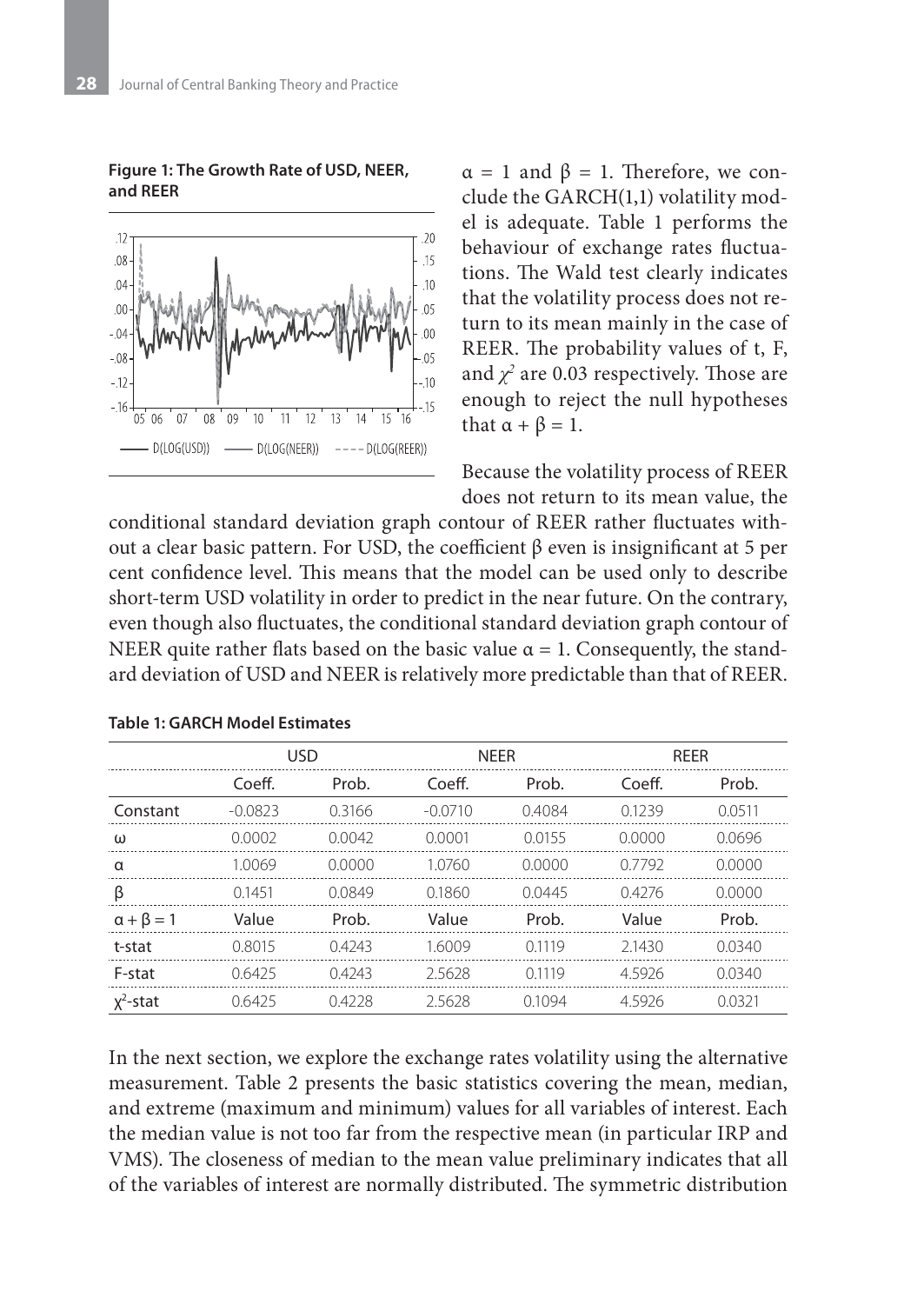**Figure 1: The Growth Rate of USD, NEER, and REER**

$\alpha = 1$ and $\beta = 1$. Therefore, we conclude the GARCH(1,1) volatility model is adequate. Table 1 performs the behaviour of exchange rates fluctuations. The Wald test clearly indicates that the volatility process does not return to its mean mainly in the case of REER. The probability values of t, F, and $\chi^2$ are 0.03 respectively. Those are enough to reject the null hypotheses that $\alpha + \beta = 1$.

Because the volatility process of REER does not return to its mean value, the conditional standard deviation graph contour of REER rather fluctuates without a clear basic pattern. For USD, the coefficient β even is insignificant at 5 per cent confidence level. This means that the model can be used only to describe short-term USD volatility in order to predict in the near future. On the contrary, even though also fluctuates, the conditional standard deviation graph contour of NEER quite rather flats based on the basic value $\alpha = 1$. Consequently, the standard deviation of USD and NEER is relatively more predictable than that of REER.

**Table 1: GARCH Model Estimates**

| | USD | | NEER | | REER | |
|---|---|---|---|---|---|---|
| | Coeff. | Prob. | Coeff. | Prob. | Coeff. | Prob. |
| Constant | -0.0823 | 0.3166 | -0.0710 | 0.4084 | 0.1239 | 0.0511 |
| ω | 0.0002 | 0.0042 | 0.0001 | 0.0155 | 0.0000 | 0.0696 |
| α | 1.0069 | 0.0000 | 1.0760 | 0.0000 | 0.7792 | 0.0000 |
| β | 0.1451 | 0.0849 | 0.1860 | 0.0445 | 0.4276 | 0.0000 |
| $\alpha + \beta = 1$ | Value | Prob. | Value | Prob. | Value | Prob. |
| t-stat | 0.8015 | 0.4243 | 1.6009 | 0.1119 | 2.1430 | 0.0340 |
| F-stat | 0.6425 | 0.4243 | 2.5628 | 0.1119 | 4.5926 | 0.0340 |
| $\chi^2$-stat | 0.6425 | 0.4228 | 2.5628 | 0.1094 | 4.5926 | 0.0321 |

In the next section, we explore the exchange rates volatility using the alternative measurement. Table 2 presents the basic statistics covering the mean, median, and extreme (maximum and minimum) values for all variables of interest. Each the median value is not too far from the respective mean (in particular IRP and VMS). The closeness of median to the mean value preliminary indicates that all of the variables of interest are normally distributed. The symmetric distribution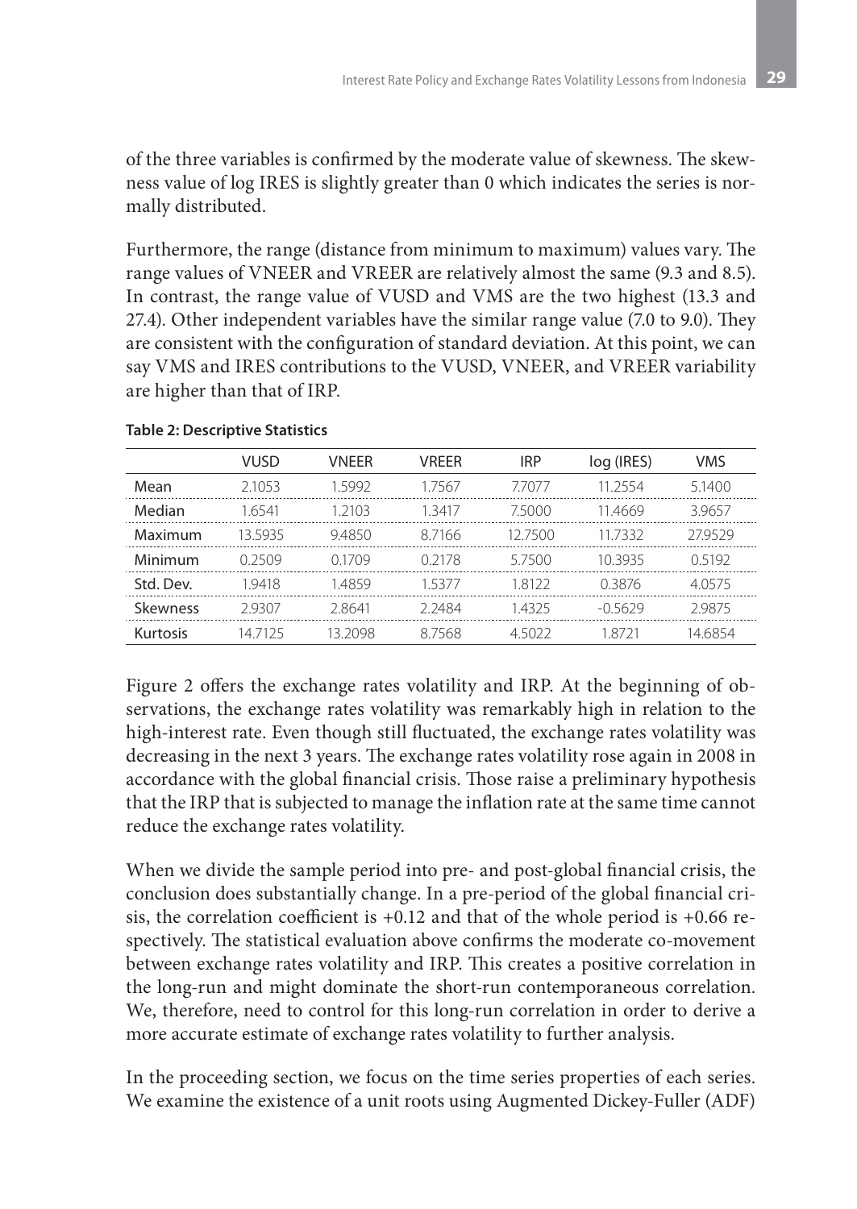of the three variables is confirmed by the moderate value of skewness. The skewness value of log IRES is slightly greater than 0 which indicates the series is normally distributed.

Furthermore, the range (distance from minimum to maximum) values vary. The range values of VNEER and VREER are relatively almost the same (9.3 and 8.5). In contrast, the range value of VUSD and VMS are the two highest (13.3 and 27.4). Other independent variables have the similar range value (7.0 to 9.0). They are consistent with the configuration of standard deviation. At this point, we can say VMS and IRES contributions to the VUSD, VNEER, and VREER variability are higher than that of IRP.

**Table 2: Descriptive Statistics**

| | VUSD | VNEER | VREER | IRP | log (IRES) | VMS |
|---|---|---|---|---|---|---|
| Mean | 2.1053 | 1.5992 | 1.7567 | 7.7077 | 11.2554 | 5.1400 |
| Median | 1.6541 | 1.2103 | 1.3417 | 7.5000 | 11.4669 | 3.9657 |
| Maximum | 13.5935 | 9.4850 | 8.7166 | 12.7500 | 11.7332 | 27.9529 |
| Minimum | 0.2509 | 0.1709 | 0.2178 | 5.7500 | 10.3935 | 0.5192 |
| Std. Dev. | 1.9418 | 1.4859 | 1.5377 | 1.8122 | 0.3876 | 4.0575 |
| Skewness | 2.9307 | 2.8641 | 2.2484 | 1.4325 | -0.5629 | 2.9875 |
| Kurtosis | 14.7125 | 13.2098 | 8.7568 | 4.5022 | 1.8721 | 14.6854 |

Figure 2 offers the exchange rates volatility and IRP. At the beginning of observations, the exchange rates volatility was remarkably high in relation to the high-interest rate. Even though still fluctuated, the exchange rates volatility was decreasing in the next 3 years. The exchange rates volatility rose again in 2008 in accordance with the global financial crisis. Those raise a preliminary hypothesis that the IRP that is subjected to manage the inflation rate at the same time cannot reduce the exchange rates volatility.

When we divide the sample period into pre- and post-global financial crisis, the conclusion does substantially change. In a pre-period of the global financial crisis, the correlation coefficient is +0.12 and that of the whole period is +0.66 respectively. The statistical evaluation above confirms the moderate co-movement between exchange rates volatility and IRP. This creates a positive correlation in the long-run and might dominate the short-run contemporaneous correlation. We, therefore, need to control for this long-run correlation in order to derive a more accurate estimate of exchange rates volatility to further analysis.

In the proceeding section, we focus on the time series properties of each series. We examine the existence of a unit roots using Augmented Dickey-Fuller (ADF)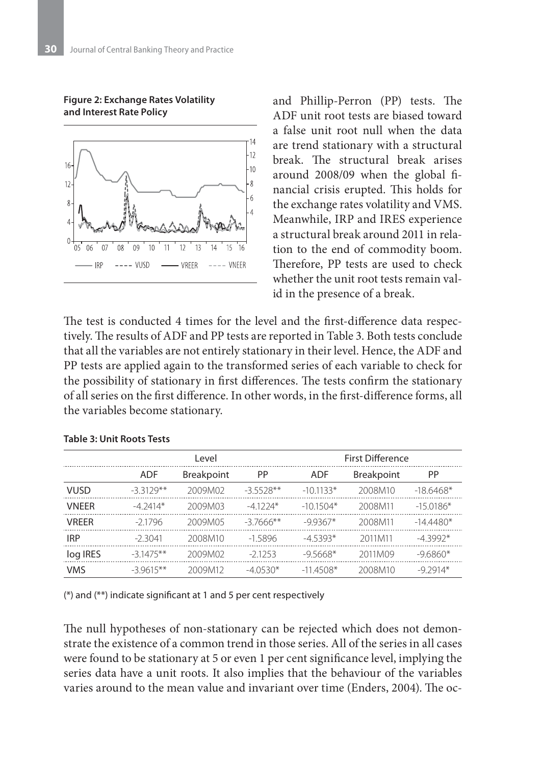**Figure 2: Exchange Rates Volatility and Interest Rate Policy**

and Phillip-Perron (PP) tests. The ADF unit root tests are biased toward a false unit root null when the data are trend stationary with a structural break. The structural break arises around 2008/09 when the global financial crisis erupted. This holds for the exchange rates volatility and VMS. Meanwhile, IRP and IRES experience a structural break around 2011 in relation to the end of commodity boom. Therefore, PP tests are used to check whether the unit root tests remain valid in the presence of a break.

The test is conducted 4 times for the level and the first-difference data respectively. The results of ADF and PP tests are reported in Table 3. Both tests conclude that all the variables are not entirely stationary in their level. Hence, the ADF and PP tests are applied again to the transformed series of each variable to check for the possibility of stationary in first differences. The tests confirm the stationary of all series on the first difference. In other words, in the first-difference forms, all the variables become stationary.

**Table 3: Unit Roots Tests**

| | Level | | | First Difference | | |
|---|---|---|---|---|---|---|
| | ADF | Breakpoint | PP | ADF | Breakpoint | PP |
| VUSD | -3.3129** | 2009M02 | -3.5528** | -10.1133* | 2008M10 | -18.6468* |
| VNEER | -4.2414* | 2009M03 | -4.1224* | -10.1504* | 2008M11 | -15.0186* |
| VREER | -2.1796 | 2009M05 | -3.7666** | -9.9367* | 2008M11 | -14.4480* |
| IRP | -2.3041 | 2008M10 | -1.5896 | -4.5393* | 2011M11 | -4.3992* |
| log IRES | -3.1475** | 2009M02 | -2.1253 | -9.5668* | 2011M09 | -9.6860* |
| VMS | -3.9615** | 2009M12 | -4.0530* | -11.4508* | 2008M10 | -9.2914* |

(*) and (**) indicate significant at 1 and 5 per cent respectively

The null hypotheses of non-stationary can be rejected which does not demonstrate the existence of a common trend in those series. All of the series in all cases were found to be stationary at 5 or even 1 per cent significance level, implying the series data have a unit roots. It also implies that the behaviour of the variables varies around to the mean value and invariant over time (Enders, 2004). The oc-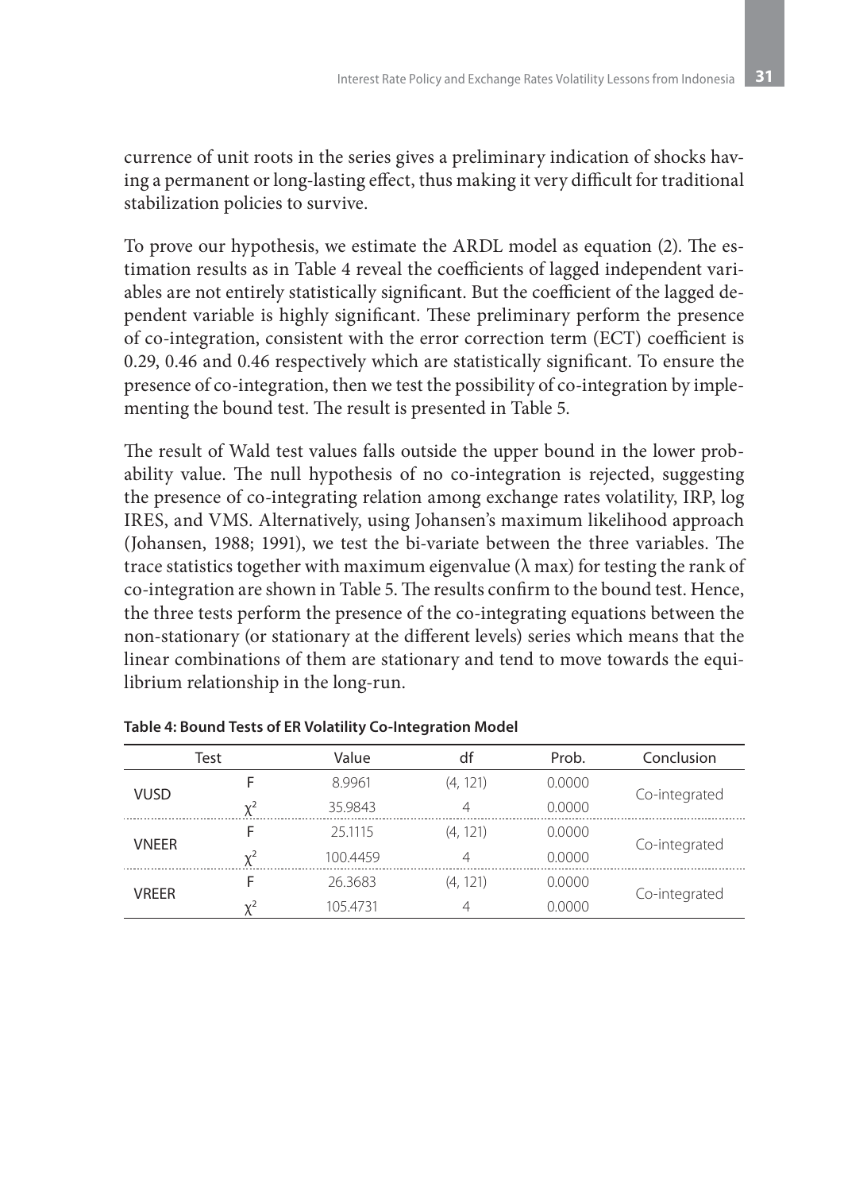currence of unit roots in the series gives a preliminary indication of shocks having a permanent or long-lasting effect, thus making it very difficult for traditional stabilization policies to survive.

To prove our hypothesis, we estimate the ARDL model as equation (2). The estimation results as in Table 4 reveal the coefficients of lagged independent variables are not entirely statistically significant. But the coefficient of the lagged dependent variable is highly significant. These preliminary perform the presence of co-integration, consistent with the error correction term (ECT) coefficient is 0.29, 0.46 and 0.46 respectively which are statistically significant. To ensure the presence of co-integration, then we test the possibility of co-integration by implementing the bound test. The result is presented in Table 5.

The result of Wald test values falls outside the upper bound in the lower probability value. The null hypothesis of no co-integration is rejected, suggesting the presence of co-integrating relation among exchange rates volatility, IRP, log IRES, and VMS. Alternatively, using Johansen's maximum likelihood approach (Johansen, 1988; 1991), we test the bi-variate between the three variables. The trace statistics together with maximum eigenvalue (λ max) for testing the rank of co-integration are shown in Table 5. The results confirm to the bound test. Hence, the three tests perform the presence of the co-integrating equations between the non-stationary (or stationary at the different levels) series which means that the linear combinations of them are stationary and tend to move towards the equilibrium relationship in the long-run.

**Table 4: Bound Tests of ER Volatility Co-Integration Model**

| Test | | Value | df | Prob. | Conclusion |
|---|---|---|---|---|---|
| VUSD | F | 8.9961 | (4, 121) | 0.0000 | Co-integrated |
| | $\chi^2$ | 35.9843 | 4 | 0.0000 | |
| VNEER | F | 25.1115 | (4, 121) | 0.0000 | Co-integrated |
| | $\chi^2$ | 100.4459 | 4 | 0.0000 | |
| VREER | F | 26.3683 | (4, 121) | 0.0000 | Co-integrated |
| | $\chi^2$ | 105.4731 | 4 | 0.0000 | |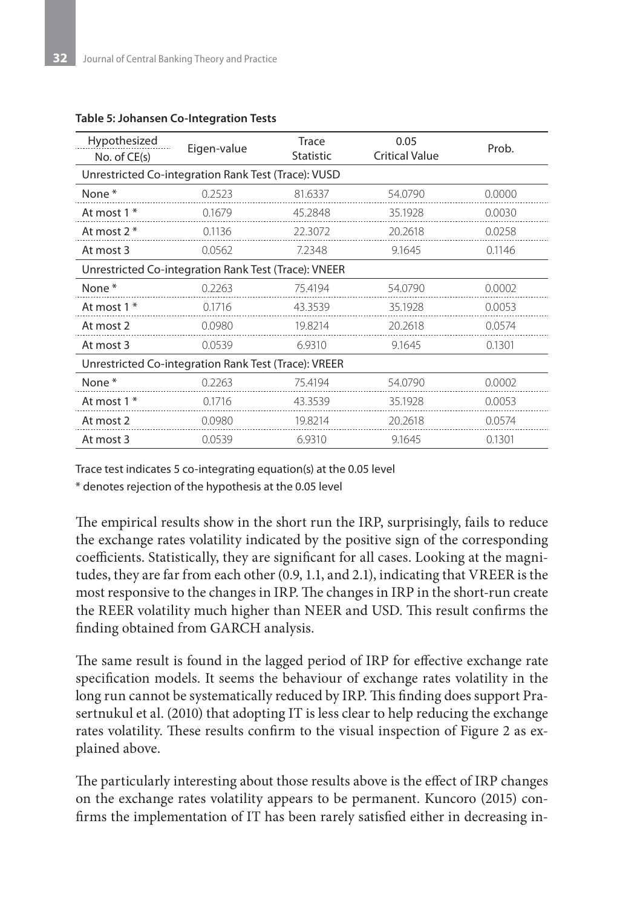**Table 5: Johansen Co-Integration Tests**

| Hypothesized No. of CE(s) | Eigen-value | Trace Statistic | 0.05 Critical Value | Prob. |
|---|---|---|---|---|
| Unrestricted Co-integration Rank Test (Trace): VUSD | | | | |
| None * | 0.2523 | 81.6337 | 54.0790 | 0.0000 |
| At most 1 * | 0.1679 | 45.2848 | 35.1928 | 0.0030 |
| At most 2 * | 0.1136 | 22.3072 | 20.2618 | 0.0258 |
| At most 3 | 0.0562 | 7.2348 | 9.1645 | 0.1146 |
| Unrestricted Co-integration Rank Test (Trace): VNEER | | | | |
| None * | 0.2263 | 75.4194 | 54.0790 | 0.0002 |
| At most 1 * | 0.1716 | 43.3539 | 35.1928 | 0.0053 |
| At most 2 | 0.0980 | 19.8214 | 20.2618 | 0.0574 |
| At most 3 | 0.0539 | 6.9310 | 9.1645 | 0.1301 |
| Unrestricted Co-integration Rank Test (Trace): VREER | | | | |
| None * | 0.2263 | 75.4194 | 54.0790 | 0.0002 |
| At most 1 * | 0.1716 | 43.3539 | 35.1928 | 0.0053 |
| At most 2 | 0.0980 | 19.8214 | 20.2618 | 0.0574 |
| At most 3 | 0.0539 | 6.9310 | 9.1645 | 0.1301 |

Trace test indicates 5 co-integrating equation(s) at the 0.05 level

* denotes rejection of the hypothesis at the 0.05 level

The empirical results show in the short run the IRP, surprisingly, fails to reduce the exchange rates volatility indicated by the positive sign of the corresponding coefficients. Statistically, they are significant for all cases. Looking at the magnitudes, they are far from each other (0.9, 1.1, and 2.1), indicating that VREER is the most responsive to the changes in IRP. The changes in IRP in the short-run create the REER volatility much higher than NEER and USD. This result confirms the finding obtained from GARCH analysis.

The same result is found in the lagged period of IRP for effective exchange rate specification models. It seems the behaviour of exchange rates volatility in the long run cannot be systematically reduced by IRP. This finding does support Prasertnukul et al. (2010) that adopting IT is less clear to help reducing the exchange rates volatility. These results confirm to the visual inspection of Figure 2 as explained above.

The particularly interesting about those results above is the effect of IRP changes on the exchange rates volatility appears to be permanent. Kuncoro (2015) confirms the implementation of IT has been rarely satisfied either in decreasing in-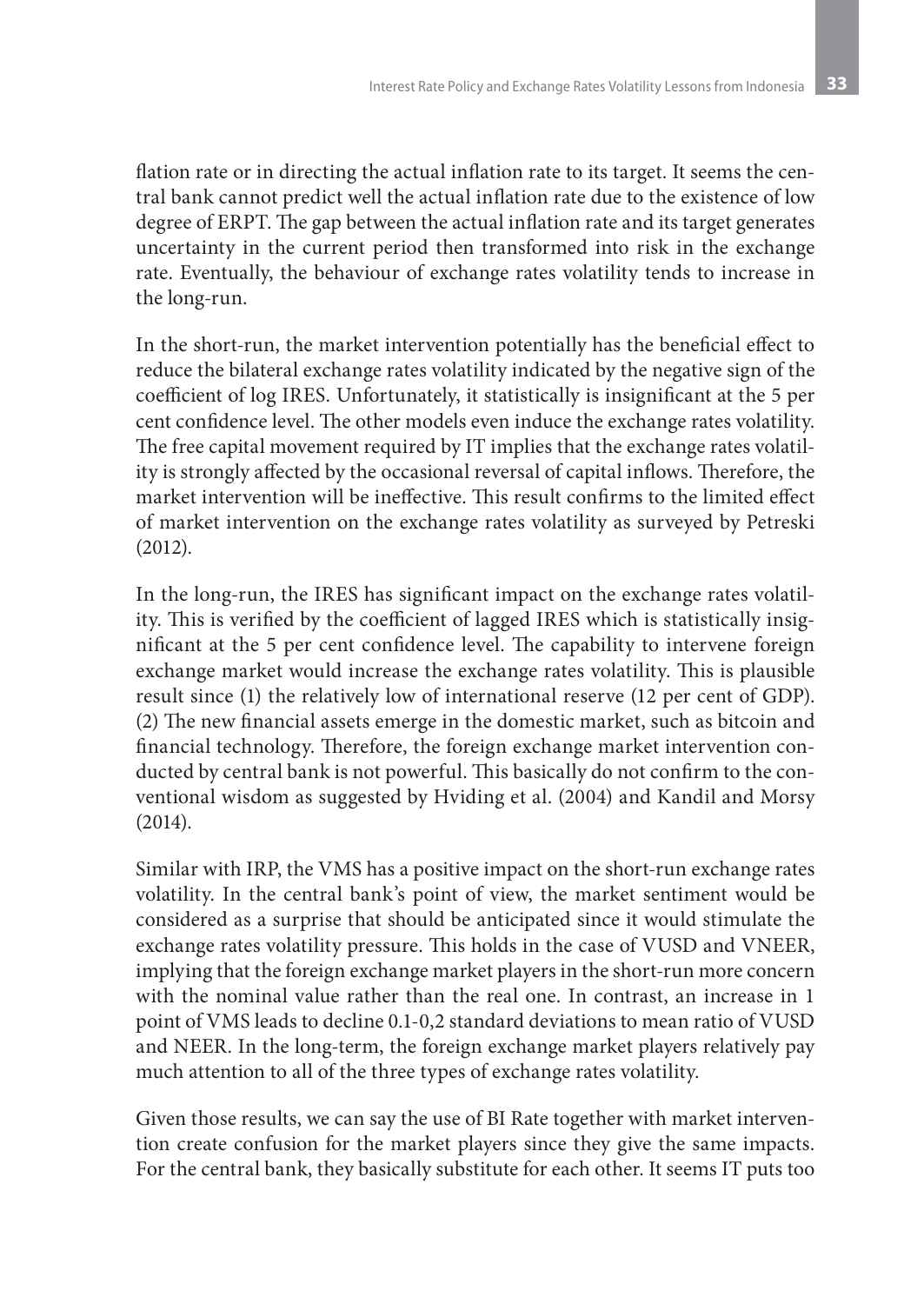flation rate or in directing the actual inflation rate to its target. It seems the central bank cannot predict well the actual inflation rate due to the existence of low degree of ERPT. The gap between the actual inflation rate and its target generates uncertainty in the current period then transformed into risk in the exchange rate. Eventually, the behaviour of exchange rates volatility tends to increase in the long-run.

In the short-run, the market intervention potentially has the beneficial effect to reduce the bilateral exchange rates volatility indicated by the negative sign of the coefficient of log IRES. Unfortunately, it statistically is insignificant at the 5 per cent confidence level. The other models even induce the exchange rates volatility. The free capital movement required by IT implies that the exchange rates volatility is strongly affected by the occasional reversal of capital inflows. Therefore, the market intervention will be ineffective. This result confirms to the limited effect of market intervention on the exchange rates volatility as surveyed by Petreski (2012).

In the long-run, the IRES has significant impact on the exchange rates volatility. This is verified by the coefficient of lagged IRES which is statistically insignificant at the 5 per cent confidence level. The capability to intervene foreign exchange market would increase the exchange rates volatility. This is plausible result since (1) the relatively low of international reserve (12 per cent of GDP). (2) The new financial assets emerge in the domestic market, such as bitcoin and financial technology. Therefore, the foreign exchange market intervention conducted by central bank is not powerful. This basically do not confirm to the conventional wisdom as suggested by Hviding et al. (2004) and Kandil and Morsy (2014).

Similar with IRP, the VMS has a positive impact on the short-run exchange rates volatility. In the central bank's point of view, the market sentiment would be considered as a surprise that should be anticipated since it would stimulate the exchange rates volatility pressure. This holds in the case of VUSD and VNEER, implying that the foreign exchange market players in the short-run more concern with the nominal value rather than the real one. In contrast, an increase in 1 point of VMS leads to decline 0.1-0,2 standard deviations to mean ratio of VUSD and NEER. In the long-term, the foreign exchange market players relatively pay much attention to all of the three types of exchange rates volatility.

Given those results, we can say the use of BI Rate together with market intervention create confusion for the market players since they give the same impacts. For the central bank, they basically substitute for each other. It seems IT puts too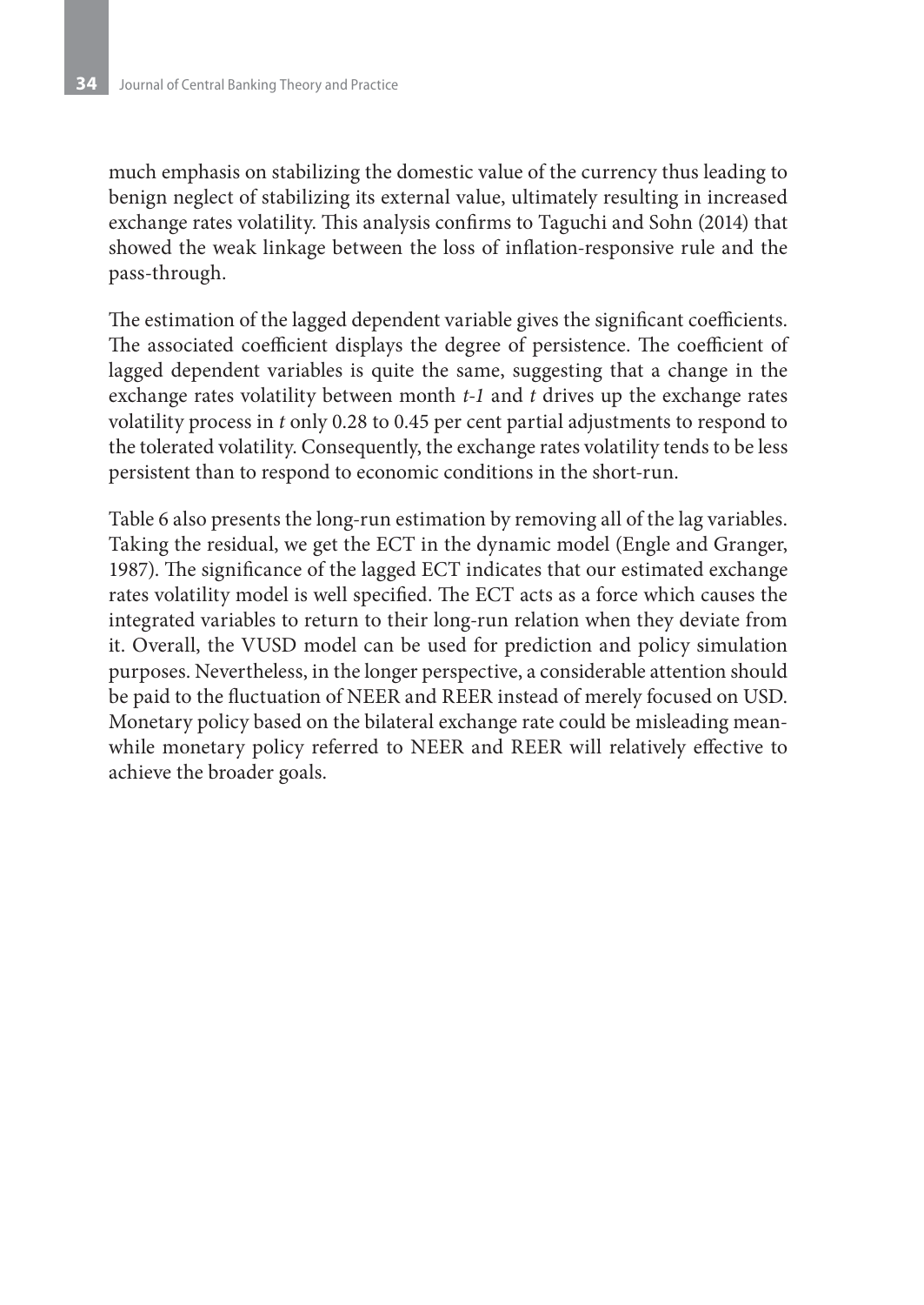much emphasis on stabilizing the domestic value of the currency thus leading to benign neglect of stabilizing its external value, ultimately resulting in increased exchange rates volatility. This analysis confirms to Taguchi and Sohn (2014) that showed the weak linkage between the loss of inflation-responsive rule and the pass-through.

The estimation of the lagged dependent variable gives the significant coefficients. The associated coefficient displays the degree of persistence. The coefficient of lagged dependent variables is quite the same, suggesting that a change in the exchange rates volatility between month *t-1* and *t* drives up the exchange rates volatility process in *t* only 0.28 to 0.45 per cent partial adjustments to respond to the tolerated volatility. Consequently, the exchange rates volatility tends to be less persistent than to respond to economic conditions in the short-run.

Table 6 also presents the long-run estimation by removing all of the lag variables. Taking the residual, we get the ECT in the dynamic model (Engle and Granger, 1987). The significance of the lagged ECT indicates that our estimated exchange rates volatility model is well specified. The ECT acts as a force which causes the integrated variables to return to their long-run relation when they deviate from it. Overall, the VUSD model can be used for prediction and policy simulation purposes. Nevertheless, in the longer perspective, a considerable attention should be paid to the fluctuation of NEER and REER instead of merely focused on USD. Monetary policy based on the bilateral exchange rate could be misleading meanwhile monetary policy referred to NEER and REER will relatively effective to achieve the broader goals.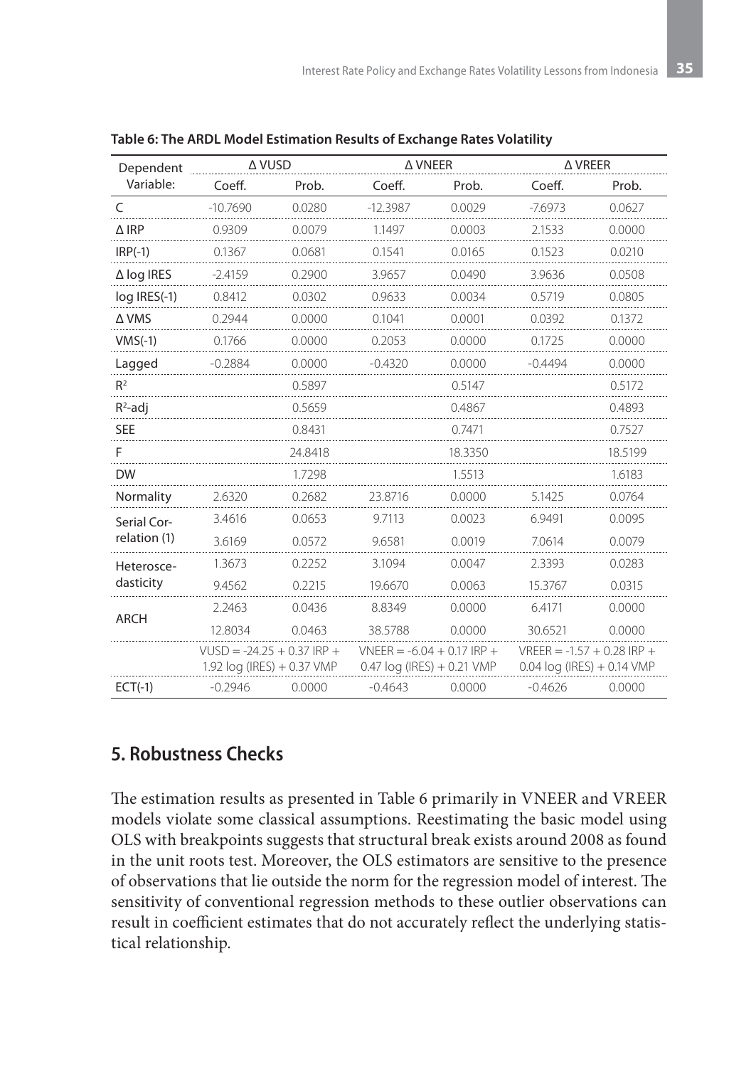**Table 6: The ARDL Model Estimation Results of Exchange Rates Volatility**

| Dependent Variable: | Δ VUSD | | Δ VNEER | | Δ VREER | |
|---|---|---|---|---|---|---|
| | Coeff. | Prob. | Coeff. | Prob. | Coeff. | Prob. |
| C | -10.7690 | 0.0280 | -12.3987 | 0.0029 | -7.6973 | 0.0627 |
| Δ IRP | 0.9309 | 0.0079 | 1.1497 | 0.0003 | 2.1533 | 0.0000 |
| IRP(-1) | 0.1367 | 0.0681 | 0.1541 | 0.0165 | 0.1523 | 0.0210 |
| Δ log IRES | -2.4159 | 0.2900 | 3.9657 | 0.0490 | 3.9636 | 0.0508 |
| log IRES(-1) | 0.8412 | 0.0302 | 0.9633 | 0.0034 | 0.5719 | 0.0805 |
| Δ VMS | 0.2944 | 0.0000 | 0.1041 | 0.0001 | 0.0392 | 0.1372 |
| VMS(-1) | 0.1766 | 0.0000 | 0.2053 | 0.0000 | 0.1725 | 0.0000 |
| Lagged | -0.2884 | 0.0000 | -0.4320 | 0.0000 | -0.4494 | 0.0000 |
| $R^2$ | | 0.5897 | | 0.5147 | | 0.5172 |
| $R^2$-adj | | 0.5659 | | 0.4867 | | 0.4893 |
| SEE | | 0.8431 | | 0.7471 | | 0.7527 |
| F | | 24.8418 | | 18.3350 | | 18.5199 |
| DW | | 1.7298 | | 1.5513 | | 1.6183 |
| Normality | 2.6320 | 0.2682 | 23.8716 | 0.0000 | 5.1425 | 0.0764 |
| Serial Correlation (1) | 3.4616 | 0.0653 | 9.7113 | 0.0023 | 6.9491 | 0.0095 |
| | 3.6169 | 0.0572 | 9.6581 | 0.0019 | 7.0614 | 0.0079 |
| Heteroscedasticity | 1.3673 | 0.2252 | 3.1094 | 0.0047 | 2.3393 | 0.0283 |
| | 9.4562 | 0.2215 | 19.6670 | 0.0063 | 15.3767 | 0.0315 |
| ARCH | 2.2463 | 0.0436 | 8.8349 | 0.0000 | 6.4171 | 0.0000 |
| | 12.8034 | 0.0463 | 38.5788 | 0.0000 | 30.6521 | 0.0000 |
| | VUSD = -24.25 + 0.37 IRP + 1.92 log (IRES) + 0.37 VMP | | VNEER = -6.04 + 0.17 IRP + 0.47 log (IRES) + 0.21 VMP | | VREER = -1.57 + 0.28 IRP + 0.04 log (IRES) + 0.14 VMP | |
| ECT(-1) | -0.2946 | 0.0000 | -0.4643 | 0.0000 | -0.4626 | 0.0000 |

## 5. Robustness Checks

The estimation results as presented in Table 6 primarily in VNEER and VREER models violate some classical assumptions. Reestimating the basic model using OLS with breakpoints suggests that structural break exists around 2008 as found in the unit roots test. Moreover, the OLS estimators are sensitive to the presence of observations that lie outside the norm for the regression model of interest. The sensitivity of conventional regression methods to these outlier observations can result in coefficient estimates that do not accurately reflect the underlying statistical relationship.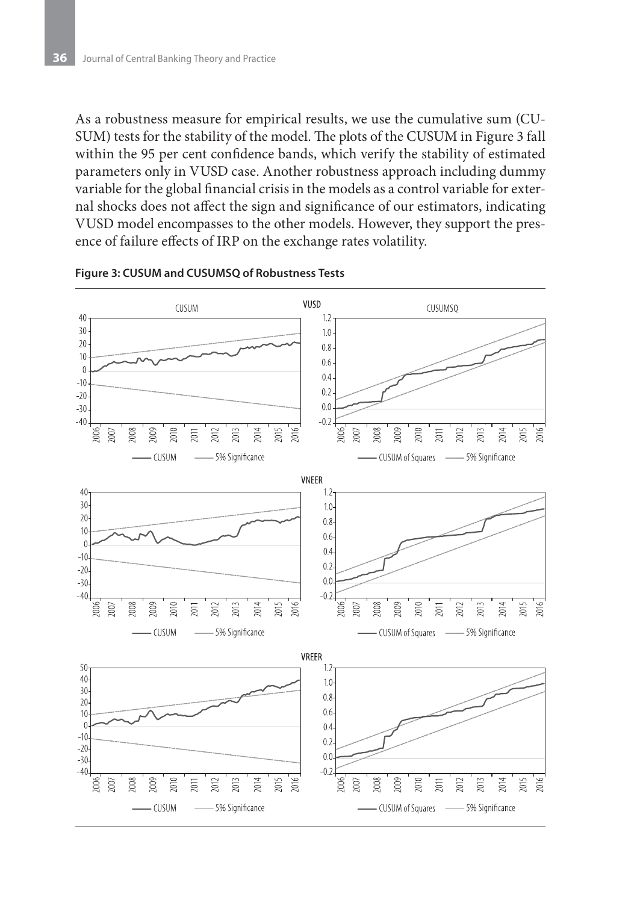As a robustness measure for empirical results, we use the cumulative sum (CUSUM) tests for the stability of the model. The plots of the CUSUM in Figure 3 fall within the 95 per cent confidence bands, which verify the stability of estimated parameters only in VUSD case. Another robustness approach including dummy variable for the global financial crisis in the models as a control variable for external shocks does not affect the sign and significance of our estimators, indicating VUSD model encompasses to the other models. However, they support the presence of failure effects of IRP on the exchange rates volatility.

**Figure 3: CUSUM and CUSUMSQ of Robustness Tests**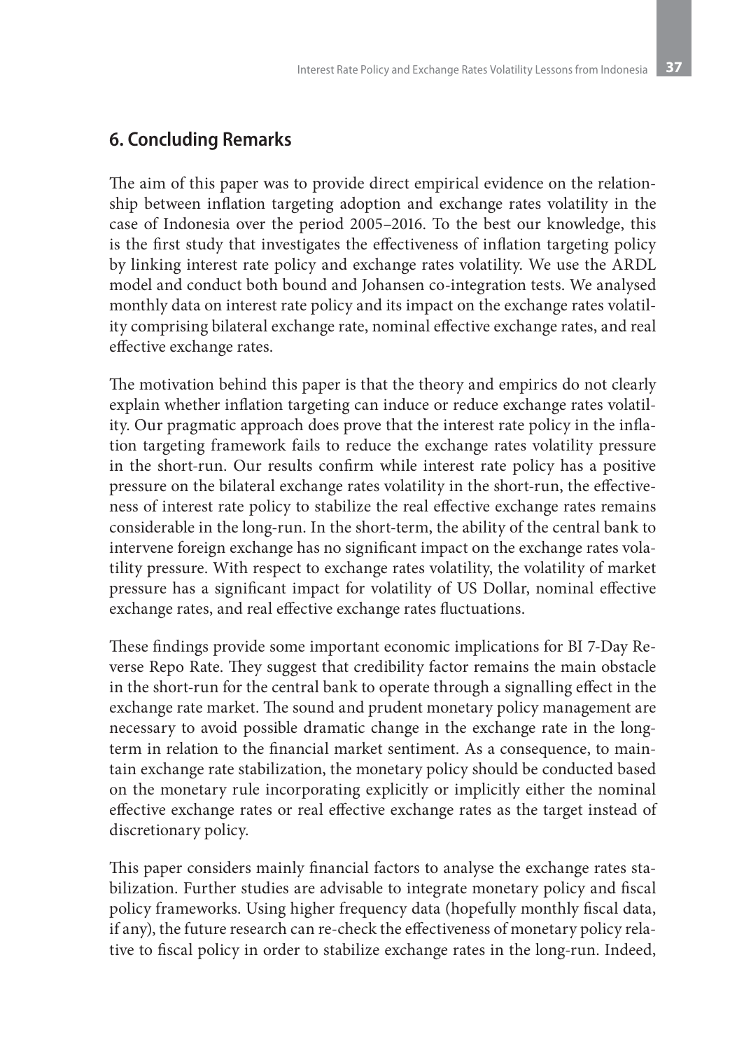## 6. Concluding Remarks

The aim of this paper was to provide direct empirical evidence on the relationship between inflation targeting adoption and exchange rates volatility in the case of Indonesia over the period 2005–2016. To the best our knowledge, this is the first study that investigates the effectiveness of inflation targeting policy by linking interest rate policy and exchange rates volatility. We use the ARDL model and conduct both bound and Johansen co-integration tests. We analysed monthly data on interest rate policy and its impact on the exchange rates volatility comprising bilateral exchange rate, nominal effective exchange rates, and real effective exchange rates.

The motivation behind this paper is that the theory and empirics do not clearly explain whether inflation targeting can induce or reduce exchange rates volatility. Our pragmatic approach does prove that the interest rate policy in the inflation targeting framework fails to reduce the exchange rates volatility pressure in the short-run. Our results confirm while interest rate policy has a positive pressure on the bilateral exchange rates volatility in the short-run, the effectiveness of interest rate policy to stabilize the real effective exchange rates remains considerable in the long-run. In the short-term, the ability of the central bank to intervene foreign exchange has no significant impact on the exchange rates volatility pressure. With respect to exchange rates volatility, the volatility of market pressure has a significant impact for volatility of US Dollar, nominal effective exchange rates, and real effective exchange rates fluctuations.

These findings provide some important economic implications for BI 7-Day Reverse Repo Rate. They suggest that credibility factor remains the main obstacle in the short-run for the central bank to operate through a signalling effect in the exchange rate market. The sound and prudent monetary policy management are necessary to avoid possible dramatic change in the exchange rate in the long-term in relation to the financial market sentiment. As a consequence, to maintain exchange rate stabilization, the monetary policy should be conducted based on the monetary rule incorporating explicitly or implicitly either the nominal effective exchange rates or real effective exchange rates as the target instead of discretionary policy.

This paper considers mainly financial factors to analyse the exchange rates stabilization. Further studies are advisable to integrate monetary policy and fiscal policy frameworks. Using higher frequency data (hopefully monthly fiscal data, if any), the future research can re-check the effectiveness of monetary policy relative to fiscal policy in order to stabilize exchange rates in the long-run. Indeed,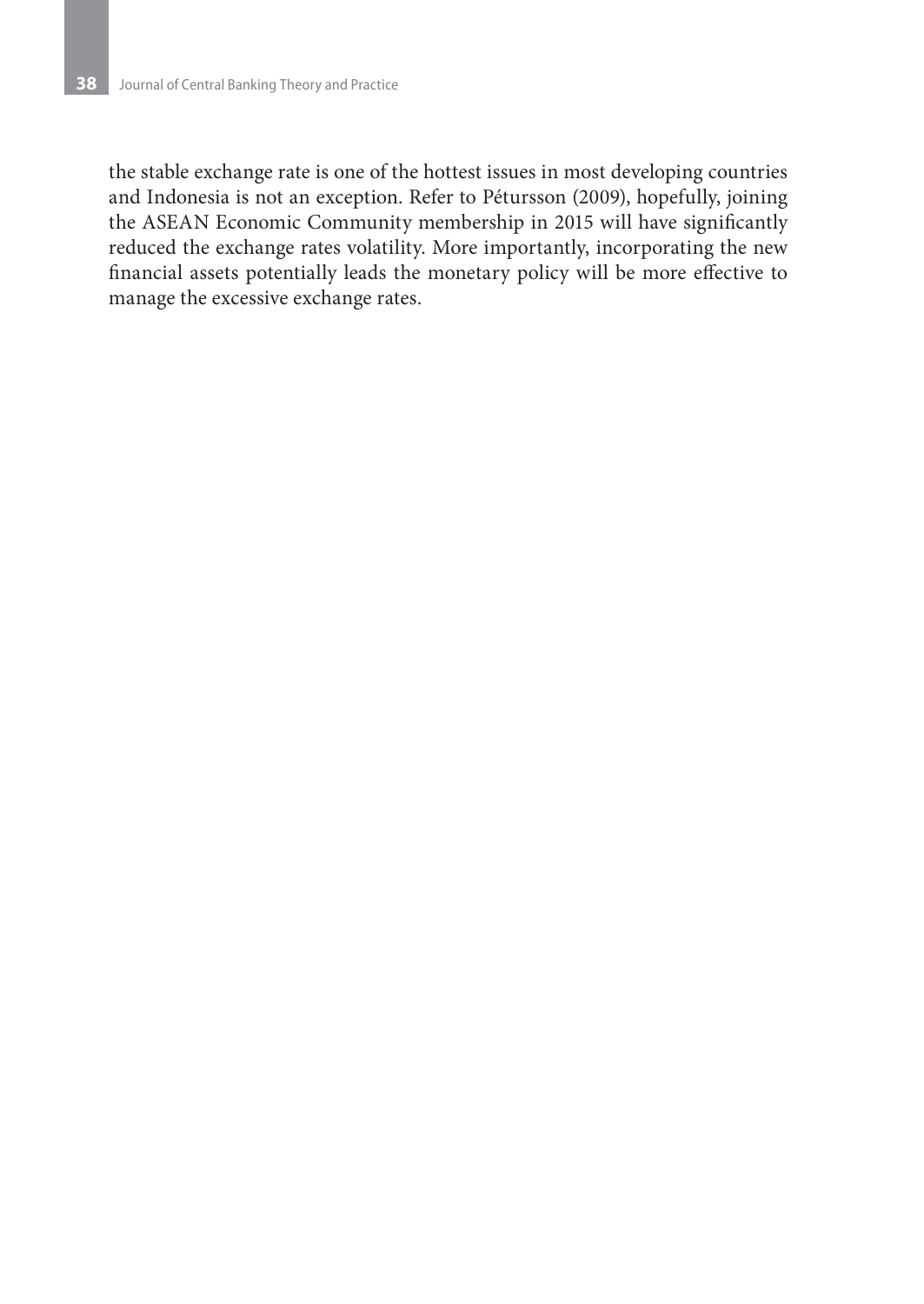the stable exchange rate is one of the hottest issues in most developing countries and Indonesia is not an exception. Refer to Pétursson (2009), hopefully, joining the ASEAN Economic Community membership in 2015 will have significantly reduced the exchange rates volatility. More importantly, incorporating the new financial assets potentially leads the monetary policy will be more effective to manage the excessive exchange rates.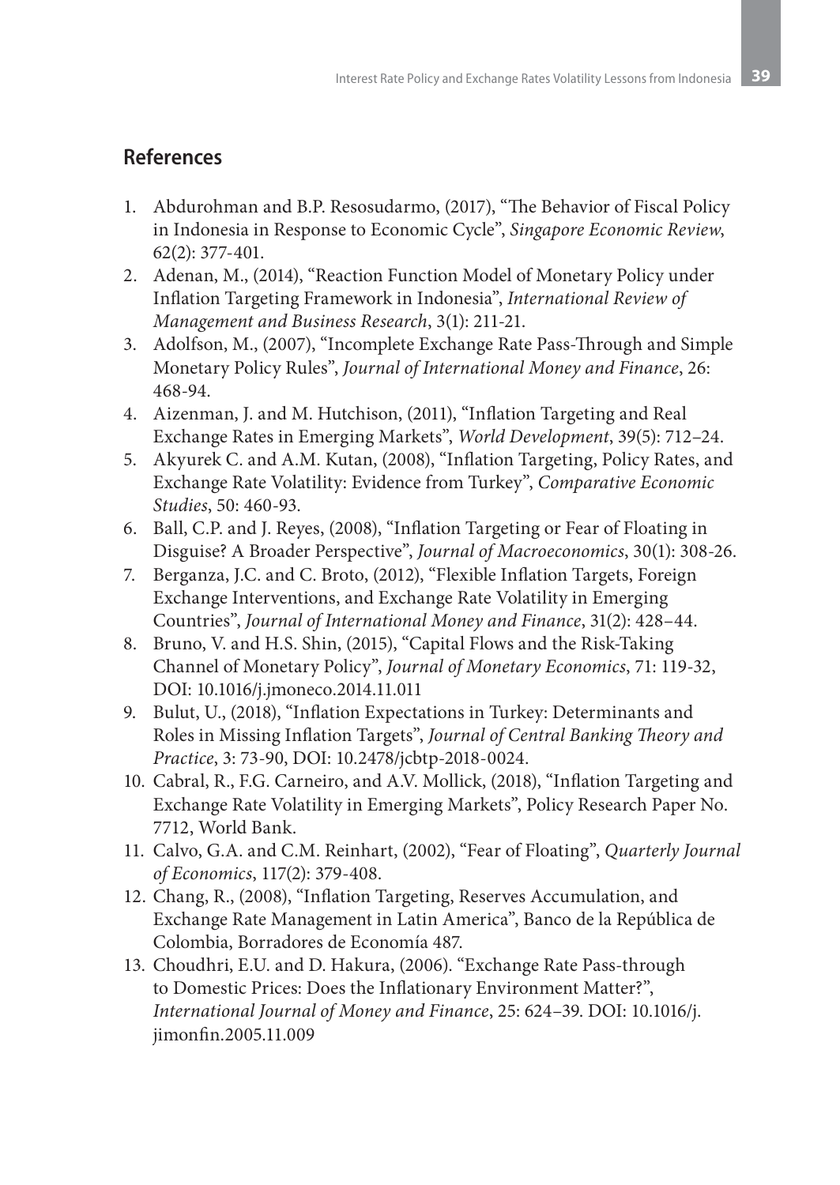## References

1. Abdurohman and B.P. Resosudarmo, (2017), "The Behavior of Fiscal Policy in Indonesia in Response to Economic Cycle", *Singapore Economic Review*, 62(2): 377-401.
2. Adenan, M., (2014), "Reaction Function Model of Monetary Policy under Inflation Targeting Framework in Indonesia", *International Review of Management and Business Research*, 3(1): 211-21.
3. Adolfson, M., (2007), "Incomplete Exchange Rate Pass-Through and Simple Monetary Policy Rules", *Journal of International Money and Finance*, 26: 468-94.
4. Aizenman, J. and M. Hutchison, (2011), "Inflation Targeting and Real Exchange Rates in Emerging Markets", *World Development*, 39(5): 712–24.
5. Akyurek C. and A.M. Kutan, (2008), "Inflation Targeting, Policy Rates, and Exchange Rate Volatility: Evidence from Turkey", *Comparative Economic Studies*, 50: 460-93.
6. Ball, C.P. and J. Reyes, (2008), "Inflation Targeting or Fear of Floating in Disguise? A Broader Perspective", *Journal of Macroeconomics*, 30(1): 308-26.
7. Berganza, J.C. and C. Broto, (2012), "Flexible Inflation Targets, Foreign Exchange Interventions, and Exchange Rate Volatility in Emerging Countries", *Journal of International Money and Finance*, 31(2): 428–44.
8. Bruno, V. and H.S. Shin, (2015), "Capital Flows and the Risk-Taking Channel of Monetary Policy", *Journal of Monetary Economics*, 71: 119-32, DOI: 10.1016/j.jmoneco.2014.11.011
9. Bulut, U., (2018), "Inflation Expectations in Turkey: Determinants and Roles in Missing Inflation Targets", *Journal of Central Banking Theory and Practice*, 3: 73-90, DOI: 10.2478/jcbtp-2018-0024.
10. Cabral, R., F.G. Carneiro, and A.V. Mollick, (2018), "Inflation Targeting and Exchange Rate Volatility in Emerging Markets", Policy Research Paper No. 7712, World Bank.
11. Calvo, G.A. and C.M. Reinhart, (2002), "Fear of Floating", *Quarterly Journal of Economics*, 117(2): 379-408.
12. Chang, R., (2008), "Inflation Targeting, Reserves Accumulation, and Exchange Rate Management in Latin America", Banco de la República de Colombia, Borradores de Economía 487.
13. Choudhri, E.U. and D. Hakura, (2006). "Exchange Rate Pass-through to Domestic Prices: Does the Inflationary Environment Matter?", *International Journal of Money and Finance*, 25: 624–39. DOI: 10.1016/j.jimonfin.2005.11.009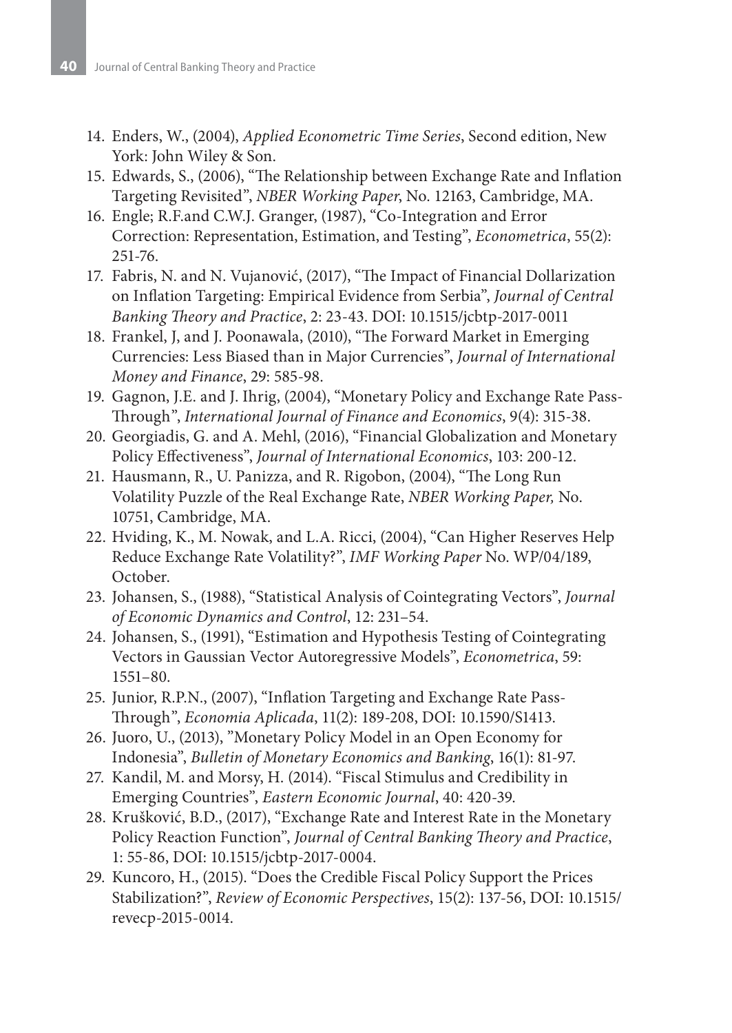14. Enders, W., (2004), *Applied Econometric Time Series*, Second edition, New York: John Wiley & Son.
15. Edwards, S., (2006), "The Relationship between Exchange Rate and Inflation Targeting Revisited", *NBER Working Paper*, No. 12163, Cambridge, MA.
16. Engle; R.F.and C.W.J. Granger, (1987), "Co-Integration and Error Correction: Representation, Estimation, and Testing", *Econometrica*, 55(2): 251-76.
17. Fabris, N. and N. Vujanović, (2017), "The Impact of Financial Dollarization on Inflation Targeting: Empirical Evidence from Serbia", *Journal of Central Banking Theory and Practice*, 2: 23-43. DOI: 10.1515/jcbtp-2017-0011
18. Frankel, J, and J. Poonawala, (2010), "The Forward Market in Emerging Currencies: Less Biased than in Major Currencies", *Journal of International Money and Finance*, 29: 585-98.
19. Gagnon, J.E. and J. Ihrig, (2004), "Monetary Policy and Exchange Rate Pass-Through", *International Journal of Finance and Economics*, 9(4): 315-38.
20. Georgiadis, G. and A. Mehl, (2016), "Financial Globalization and Monetary Policy Effectiveness", *Journal of International Economics*, 103: 200-12.
21. Hausmann, R., U. Panizza, and R. Rigobon, (2004), "The Long Run Volatility Puzzle of the Real Exchange Rate, *NBER Working Paper,* No. 10751, Cambridge, MA.
22. Hviding, K., M. Nowak, and L.A. Ricci, (2004), "Can Higher Reserves Help Reduce Exchange Rate Volatility?", *IMF Working Paper* No. WP/04/189, October.
23. Johansen, S., (1988), "Statistical Analysis of Cointegrating Vectors", *Journal of Economic Dynamics and Control*, 12: 231–54.
24. Johansen, S., (1991), "Estimation and Hypothesis Testing of Cointegrating Vectors in Gaussian Vector Autoregressive Models", *Econometrica*, 59: 1551–80.
25. Junior, R.P.N., (2007), "Inflation Targeting and Exchange Rate Pass-Through", *Economia Aplicada*, 11(2): 189-208, DOI: 10.1590/S1413.
26. Juoro, U., (2013), "Monetary Policy Model in an Open Economy for Indonesia", *Bulletin of Monetary Economics and Banking*, 16(1): 81-97.
27. Kandil, M. and Morsy, H. (2014). "Fiscal Stimulus and Credibility in Emerging Countries", *Eastern Economic Journal*, 40: 420-39.
28. Krušković, B.D., (2017), "Exchange Rate and Interest Rate in the Monetary Policy Reaction Function", *Journal of Central Banking Theory and Practice*, 1: 55-86, DOI: 10.1515/jcbtp-2017-0004.
29. Kuncoro, H., (2015). "Does the Credible Fiscal Policy Support the Prices Stabilization?", *Review of Economic Perspectives*, 15(2): 137-56, DOI: 10.1515/revecp-2015-0014.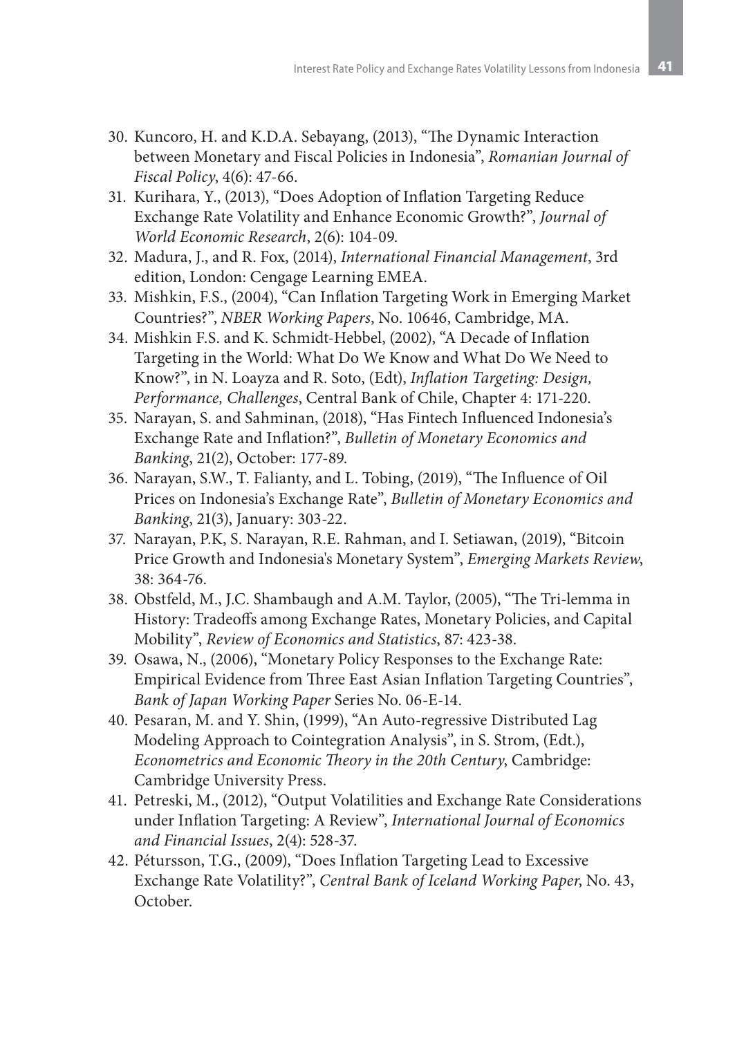30. Kuncoro, H. and K.D.A. Sebayang, (2013), "The Dynamic Interaction between Monetary and Fiscal Policies in Indonesia", *Romanian Journal of Fiscal Policy*, 4(6): 47-66.
31. Kurihara, Y., (2013), "Does Adoption of Inflation Targeting Reduce Exchange Rate Volatility and Enhance Economic Growth?", *Journal of World Economic Research*, 2(6): 104-09.
32. Madura, J., and R. Fox, (2014), *International Financial Management*, 3rd edition, London: Cengage Learning EMEA.
33. Mishkin, F.S., (2004), "Can Inflation Targeting Work in Emerging Market Countries?", *NBER Working Papers*, No. 10646, Cambridge, MA.
34. Mishkin F.S. and K. Schmidt-Hebbel, (2002), "A Decade of Inflation Targeting in the World: What Do We Know and What Do We Need to Know?", in N. Loayza and R. Soto, (Edt), *Inflation Targeting: Design, Performance, Challenges*, Central Bank of Chile, Chapter 4: 171-220.
35. Narayan, S. and Sahminan, (2018), "Has Fintech Influenced Indonesia's Exchange Rate and Inflation?", *Bulletin of Monetary Economics and Banking*, 21(2), October: 177-89.
36. Narayan, S.W., T. Falianty, and L. Tobing, (2019), "The Influence of Oil Prices on Indonesia's Exchange Rate", *Bulletin of Monetary Economics and Banking*, 21(3), January: 303-22.
37. Narayan, P.K, S. Narayan, R.E. Rahman, and I. Setiawan, (2019), "Bitcoin Price Growth and Indonesia's Monetary System", *Emerging Markets Review*, 38: 364-76.
38. Obstfeld, M., J.C. Shambaugh and A.M. Taylor, (2005), "The Tri-lemma in History: Tradeoffs among Exchange Rates, Monetary Policies, and Capital Mobility", *Review of Economics and Statistics*, 87: 423-38.
39. Osawa, N., (2006), "Monetary Policy Responses to the Exchange Rate: Empirical Evidence from Three East Asian Inflation Targeting Countries", *Bank of Japan Working Paper* Series No. 06-E-14.
40. Pesaran, M. and Y. Shin, (1999), "An Auto-regressive Distributed Lag Modeling Approach to Cointegration Analysis", in S. Strom, (Edt.), *Econometrics and Economic Theory in the 20th Century*, Cambridge: Cambridge University Press.
41. Petreski, M., (2012), "Output Volatilities and Exchange Rate Considerations under Inflation Targeting: A Review", *International Journal of Economics and Financial Issues*, 2(4): 528-37.
42. Pétursson, T.G., (2009), "Does Inflation Targeting Lead to Excessive Exchange Rate Volatility?", *Central Bank of Iceland Working Paper*, No. 43, October.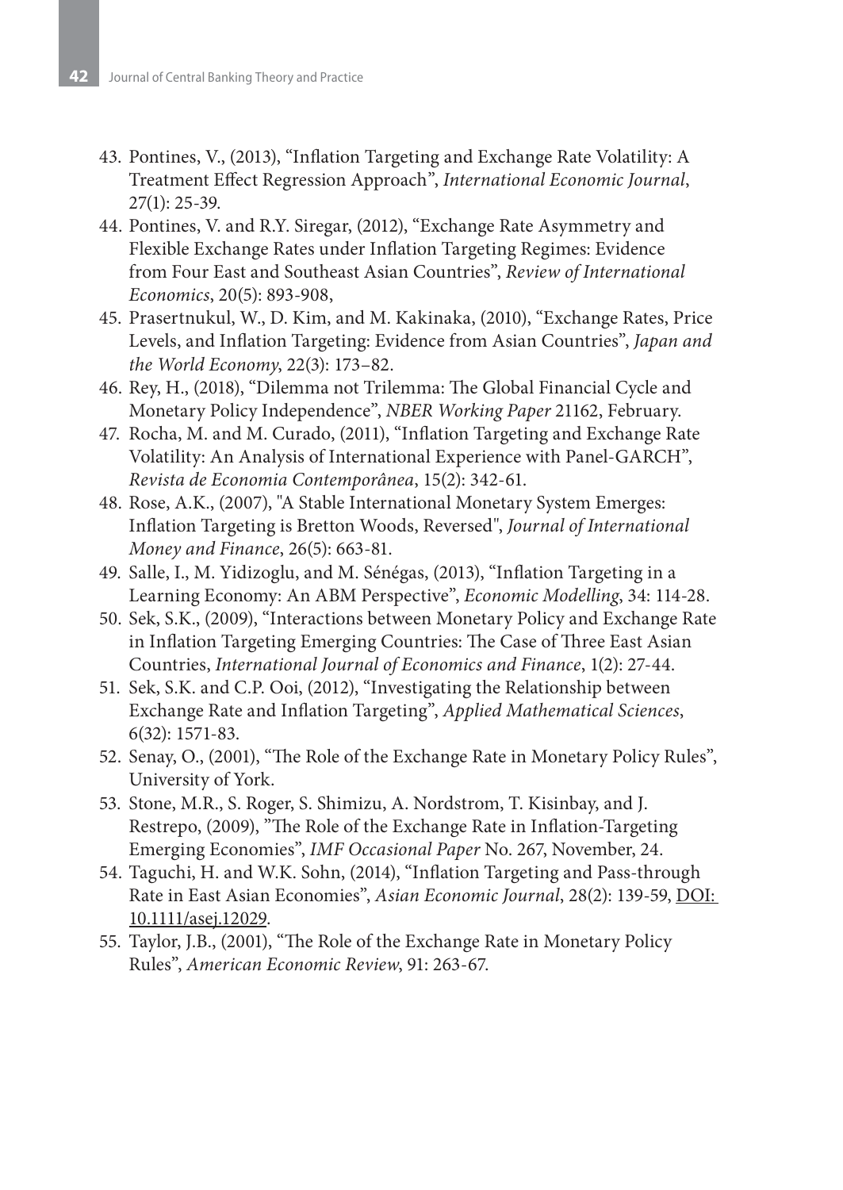43. Pontines, V., (2013), "Inflation Targeting and Exchange Rate Volatility: A Treatment Effect Regression Approach", *International Economic Journal*, 27(1): 25-39.
44. Pontines, V. and R.Y. Siregar, (2012), "Exchange Rate Asymmetry and Flexible Exchange Rates under Inflation Targeting Regimes: Evidence from Four East and Southeast Asian Countries", *Review of International Economics*, 20(5): 893-908,
45. Prasertnukul, W., D. Kim, and M. Kakinaka, (2010), "Exchange Rates, Price Levels, and Inflation Targeting: Evidence from Asian Countries", *Japan and the World Economy*, 22(3): 173–82.
46. Rey, H., (2018), "Dilemma not Trilemma: The Global Financial Cycle and Monetary Policy Independence", *NBER Working Paper* 21162, February.
47. Rocha, M. and M. Curado, (2011), "Inflation Targeting and Exchange Rate Volatility: An Analysis of International Experience with Panel-GARCH", *Revista de Economia Contemporânea*, 15(2): 342-61.
48. Rose, A.K., (2007), "A Stable International Monetary System Emerges: Inflation Targeting is Bretton Woods, Reversed", *Journal of International Money and Finance*, 26(5): 663-81.
49. Salle, I., M. Yidizoglu, and M. Sénégas, (2013), "Inflation Targeting in a Learning Economy: An ABM Perspective", *Economic Modelling*, 34: 114-28.
50. Sek, S.K., (2009), "Interactions between Monetary Policy and Exchange Rate in Inflation Targeting Emerging Countries: The Case of Three East Asian Countries, *International Journal of Economics and Finance*, 1(2): 27-44.
51. Sek, S.K. and C.P. Ooi, (2012), "Investigating the Relationship between Exchange Rate and Inflation Targeting", *Applied Mathematical Sciences*, 6(32): 1571-83.
52. Senay, O., (2001), "The Role of the Exchange Rate in Monetary Policy Rules", University of York.
53. Stone, M.R., S. Roger, S. Shimizu, A. Nordstrom, T. Kisinbay, and J. Restrepo, (2009), "The Role of the Exchange Rate in Inflation-Targeting Emerging Economies", *IMF Occasional Paper* No. 267, November, 24.
54. Taguchi, H. and W.K. Sohn, (2014), "Inflation Targeting and Pass-through Rate in East Asian Economies", *Asian Economic Journal*, 28(2): 139-59, DOI: 10.1111/asej.12029.
55. Taylor, J.B., (2001), "The Role of the Exchange Rate in Monetary Policy Rules", *American Economic Review*, 91: 263-67.